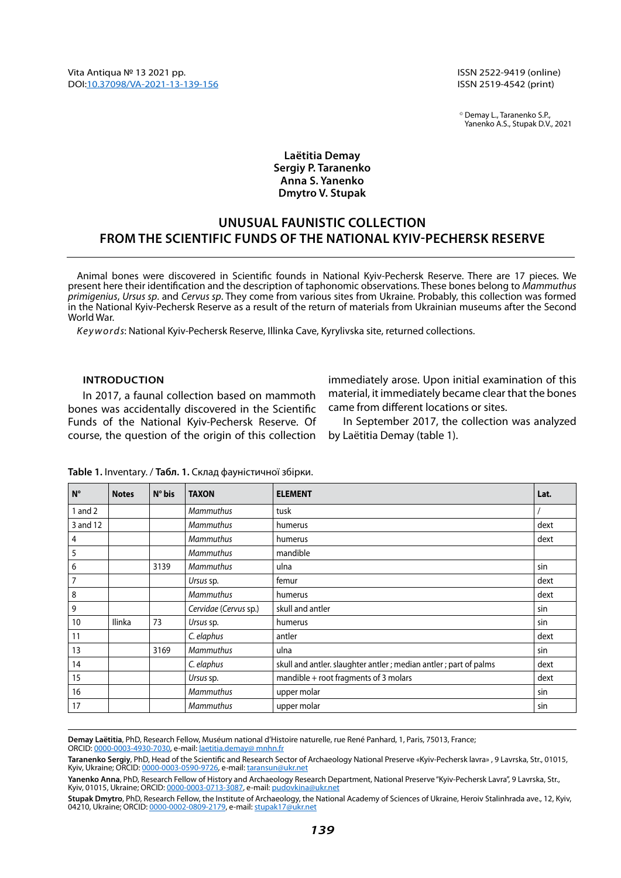Vita Antiqua № 13 2021 pp.
DOI:10.37098/VA-2021-13-139-156

ISSN 2522-9419 (online)
ISSN 2519-4542 (print)

© Demay L., Taranenko S.P., Yanenko A.S., Stupak D.V., 2021

**Laëtitia Demay**
**Sergiy P. Taranenko**
**Anna S. Yanenko**
**Dmytro V. Stupak**

# UNUSUAL FAUNISTIC COLLECTION FROM THE SCIENTIFIC FUNDS OF THE NATIONAL KYIV-PECHERSK RESERVE

Animal bones were discovered in Scientific founds in National Kyiv-Pechersk Reserve. There are 17 pieces. We present here their identification and the description of taphonomic observations. These bones belong to *Mammuthus primigenius*, *Ursus sp*. and *Cervus sp*. They come from various sites from Ukraine. Probably, this collection was formed in the National Kyiv-Pechersk Reserve as a result of the return of materials from Ukrainian museums after the Second World War.

*Keywords*: National Kyiv-Pechersk Reserve, Illinka Cave, Kyrylivska site, returned collections.

## INTRODUCTION

In 2017, a faunal collection based on mammoth bones was accidentally discovered in the Scientific Funds of the National Kyiv-Pechersk Reserve. Of course, the question of the origin of this collection immediately arose. Upon initial examination of this material, it immediately became clear that the bones came from different locations or sites.

In September 2017, the collection was analyzed by Laëtitia Demay (table 1).

**Table 1.** Inventary. / **Табл. 1.** Склад фауністичної збірки.

| N° | Notes | N° bis | TAXON | ELEMENT | Lat. |
|---|---|---|---|---|---|
| 1 and 2 | | | *Mammuthus* | tusk | / |
| 3 and 12 | | | *Mammuthus* | humerus | dext |
| 4 | | | *Mammuthus* | humerus | dext |
| 5 | | | *Mammuthus* | mandible | |
| 6 | | 3139 | *Mammuthus* | ulna | sin |
| 7 | | | *Ursus* sp. | femur | dext |
| 8 | | | *Mammuthus* | humerus | dext |
| 9 | | | *Cervidae* (*Cervus* sp.) | skull and antler | sin |
| 10 | Ilinka | 73 | *Ursus* sp. | humerus | sin |
| 11 | | | *C. elaphus* | antler | dext |
| 13 | | 3169 | *Mammuthus* | ulna | sin |
| 14 | | | *C. elaphus* | skull and antler. slaughter antler ; median antler ; part of palms | dext |
| 15 | | | *Ursus* sp. | mandible + root fragments of 3 molars | dext |
| 16 | | | *Mammuthus* | upper molar | sin |
| 17 | | | *Mammuthus* | upper molar | sin |

**Demay Laëtitia**, PhD, Research Fellow, Muséum national d'Histoire naturelle, rue René Panhard, 1, Paris, 75013, France; ORCID: 0000-0003-4930-7030, e-mail: laetitia.demay@ mnhn.fr

**Taranenko Sergiy**, PhD, Head of the Scientific and Research Sector of Archaeology National Preserve «Kyiv-Pechersk lavra» , 9 Lavrska, Str., 01015, Kyiv, Ukraine; ORCID: 0000-0003-0590-9726, e-mail: taransun@ukr.net

**Yanenko Anna**, PhD, Research Fellow of History and Archaeology Research Department, National Preserve "Kyiv-Pechersk Lavra", 9 Lavrska, Str., Kyiv, 01015, Ukraine; ORCID: 0000-0003-0713-3087, e-mail: pudovkina@ukr.net

**Stupak Dmytro**, PhD, Research Fellow, the Institute of Archaeology, the National Academy of Sciences of Ukraine, Heroiv Stalinhrada ave., 12, Kyiv, 04210, Ukraine; ORCID: 0000-0002-0809-2179, e-mail: stupak17@ukr.net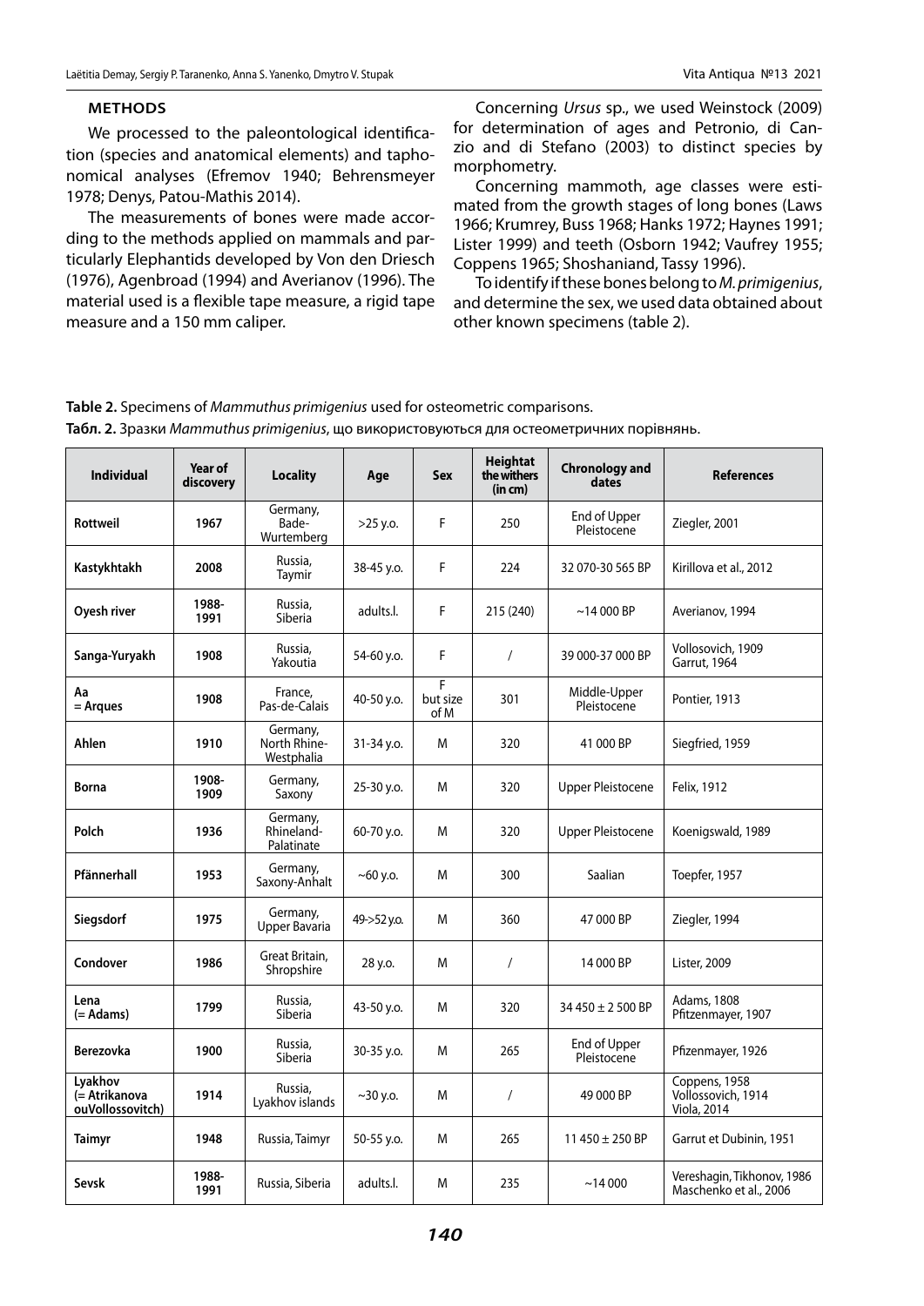## METHODS

We processed to the paleontological identification (species and anatomical elements) and taphonomical analyses (Efremov 1940; Behrensmeyer 1978; Denys, Patou-Mathis 2014).

The measurements of bones were made according to the methods applied on mammals and particularly Elephantids developed by Von den Driesch (1976), Agenbroad (1994) and Averianov (1996). The material used is a flexible tape measure, a rigid tape measure and a 150 mm caliper.

Concerning *Ursus* sp., we used Weinstock (2009) for determination of ages and Petronio, di Canzio and di Stefano (2003) to distinct species by morphometry.

Concerning mammoth, age classes were estimated from the growth stages of long bones (Laws 1966; Krumrey, Buss 1968; Hanks 1972; Haynes 1991; Lister 1999) and teeth (Osborn 1942; Vaufrey 1955; Coppens 1965; Shoshaniand, Tassy 1996).

To identify if these bones belong to *M. primigenius*, and determine the sex, we used data obtained about other known specimens (table 2).

**Table 2.** Specimens of *Mammuthus primigenius* used for osteometric comparisons.
**Табл. 2.** Зразки *Mammuthus primigenius*, що використовуються для остеометричних порівнянь.

| Individual | Year of discovery | Locality | Age | Sex | Heightat the withers (in cm) | Chronology and dates | References |
|---|---|---|---|---|---|---|---|
| **Rottweil** | **1967** | Germany, Bade-Wurtemberg | >25 y.o. | F | 250 | End of Upper Pleistocene | Ziegler, 2001 |
| **Kastykhtakh** | **2008** | Russia, Taymir | 38-45 y.o. | F | 224 | 32 070-30 565 BP | Kirillova et al., 2012 |
| **Oyesh river** | **1988-1991** | Russia, Siberia | adults.l. | F | 215 (240) | ~14 000 BP | Averianov, 1994 |
| **Sanga-Yuryakh** | **1908** | Russia, Yakoutia | 54-60 y.o. | F | / | 39 000-37 000 BP | Vollosovich, 1909 Garrut, 1964 |
| **Aa = Arques** | **1908** | France, Pas-de-Calais | 40-50 y.o. | F but size of M | 301 | Middle-Upper Pleistocene | Pontier, 1913 |
| **Ahlen** | **1910** | Germany, North Rhine-Westphalia | 31-34 y.o. | M | 320 | 41 000 BP | Siegfried, 1959 |
| **Borna** | **1908-1909** | Germany, Saxony | 25-30 y.o. | M | 320 | Upper Pleistocene | Felix, 1912 |
| **Polch** | **1936** | Germany, Rhineland-Palatinate | 60-70 y.o. | M | 320 | Upper Pleistocene | Koenigswald, 1989 |
| **Pfännerhall** | **1953** | Germany, Saxony-Anhalt | ~60 y.o. | M | 300 | Saalian | Toepfer, 1957 |
| **Siegsdorf** | **1975** | Germany, Upper Bavaria | 49->52 y.o. | M | 360 | 47 000 BP | Ziegler, 1994 |
| **Condover** | **1986** | Great Britain, Shropshire | 28 y.o. | M | / | 14 000 BP | Lister, 2009 |
| **Lena (= Adams)** | **1799** | Russia, Siberia | 43-50 y.o. | M | 320 | 34 450 ± 2 500 BP | Adams, 1808 Pfitzenmayer, 1907 |
| **Berezovka** | **1900** | Russia, Siberia | 30-35 y.o. | M | 265 | End of Upper Pleistocene | Pfizenmayer, 1926 |
| **Lyakhov (= Atrikanova ouVollossovitch)** | **1914** | Russia, Lyakhov islands | ~30 y.o. | M | / | 49 000 BP | Coppens, 1958 Vollossovich, 1914 Viola, 2014 |
| **Taimyr** | **1948** | Russia, Taimyr | 50-55 y.o. | M | 265 | 11 450 ± 250 BP | Garrut et Dubinin, 1951 |
| **Sevsk** | **1988-1991** | Russia, Siberia | adults.l. | M | 235 | ~14 000 | Vereshagin, Tikhonov, 1986 Maschenko et al., 2006 |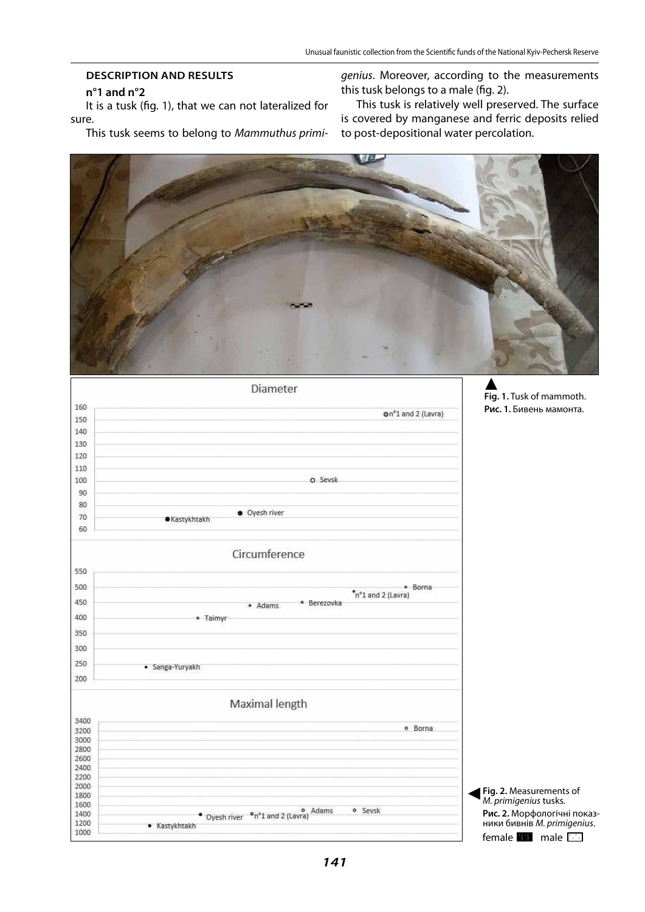## DESCRIPTION AND RESULTS

### n°1 and n°2

It is a tusk (fig. 1), that we can not lateralized for sure.

This tusk seems to belong to *Mammuthus primigenius*. Moreover, according to the measurements this tusk belongs to a male (fig. 2).

This tusk is relatively well preserved. The surface is covered by manganese and ferric deposits relied to post-depositional water percolation.

**Fig. 1.** Tusk of mammoth.
**Рис. 1.** Бивень мамонта.

**Fig. 2.** Measurements of *M. primigenius* tusks.
**Рис. 2.** Морфологічні показники бивнів *M. primigenius*.
female male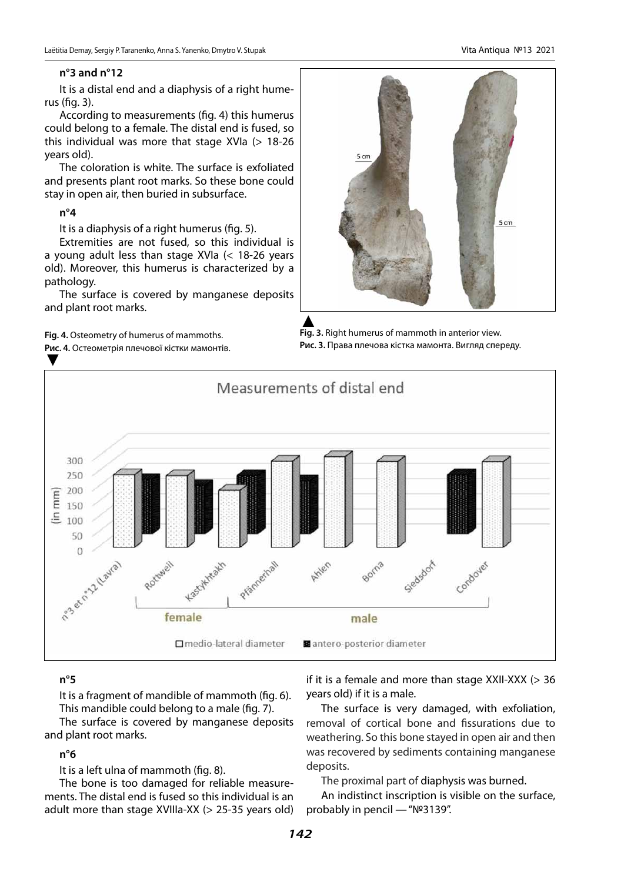**n°3 and n°12**

It is a distal end and a diaphysis of a right humerus (fig. 3).

According to measurements (fig. 4) this humerus could belong to a female. The distal end is fused, so this individual was more that stage XVIa (> 18-26 years old).

The coloration is white. The surface is exfoliated and presents plant root marks. So these bone could stay in open air, then buried in subsurface.

**n°4**

It is a diaphysis of a right humerus (fig. 5).

Extremities are not fused, so this individual is a young adult less than stage XVIa (< 18-26 years old). Moreover, this humerus is characterized by a pathology.

The surface is covered by manganese deposits and plant root marks.

**Fig. 3.** Right humerus of mammoth in anterior view.
**Рис. 3.** Права плечова кістка мамонта. Вигляд спереду.

**Fig. 4.** Osteometry of humerus of mammoths.
**Рис. 4.** Остеометрія плечової кістки мамонтів.

**n°5**

It is a fragment of mandible of mammoth (fig. 6). This mandible could belong to a male (fig. 7).

The surface is covered by manganese deposits and plant root marks.

**n°6**

It is a left ulna of mammoth (fig. 8).

The bone is too damaged for reliable measurements. The distal end is fused so this individual is an adult more than stage XVIIIa-XX (> 25-35 years old) if it is a female and more than stage XXII-XXX (> 36 years old) if it is a male.

The surface is very damaged, with exfoliation, removal of cortical bone and fissurations due to weathering. So this bone stayed in open air and then was recovered by sediments containing manganese deposits.

The proximal part of diaphysis was burned.

An indistinct inscription is visible on the surface, probably in pencil — "№3139".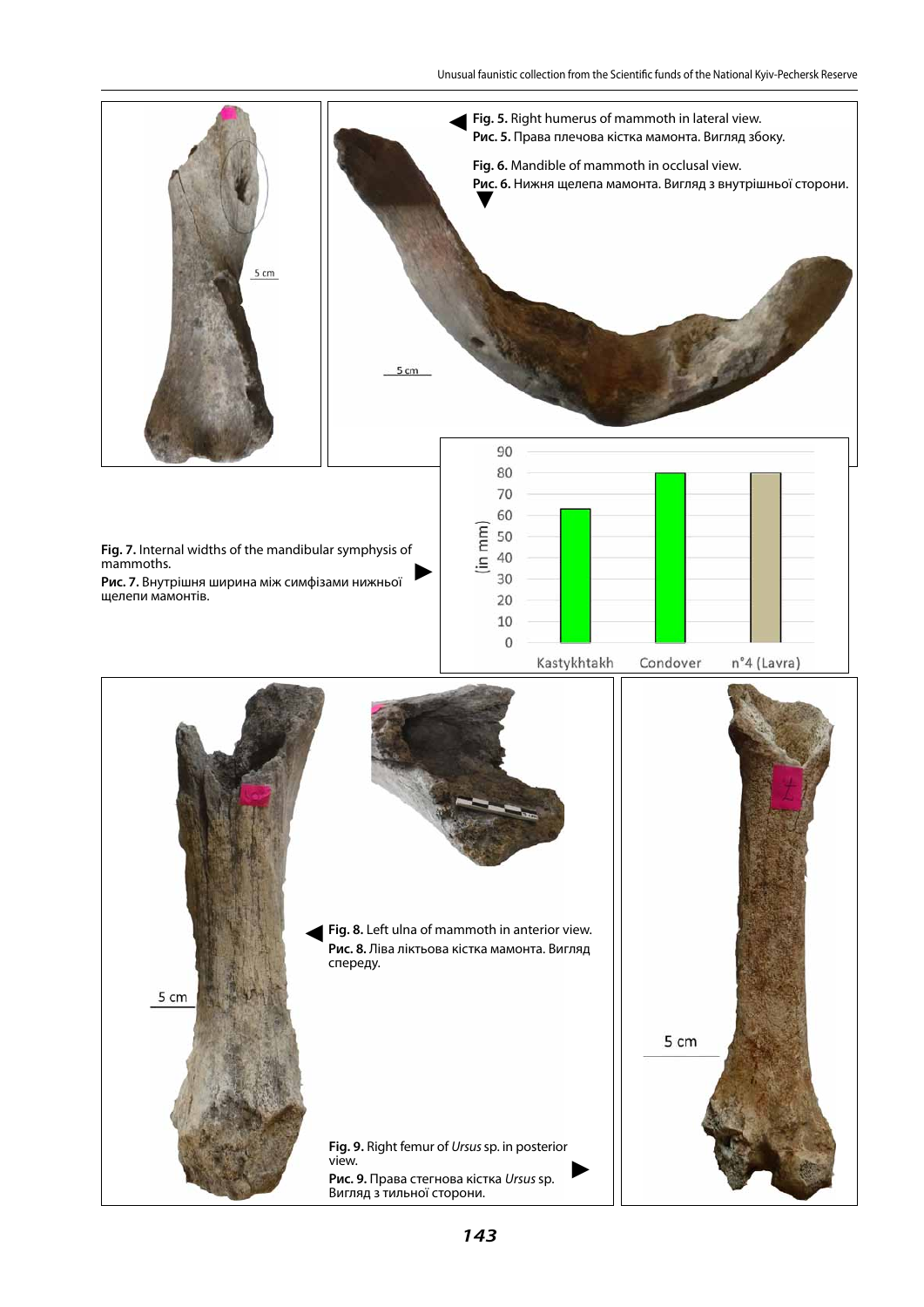**Fig. 5.** Right humerus of mammoth in lateral view.
**Рис. 5.** Права плечова кістка мамонта. Вигляд збоку.

**Fig. 6.** Mandible of mammoth in occlusal view.
**Рис. 6.** Нижня щелепа мамонта. Вигляд з внутрішньої сторони.

**Fig. 7.** Internal widths of the mandibular symphysis of mammoths.
**Рис. 7.** Внутрішня ширина між симфізами нижньої щелепи мамонтів.

**Fig. 8.** Left ulna of mammoth in anterior view.
**Рис. 8.** Ліва ліктьова кістка мамонта. Вигляд спереду.

**Fig. 9.** Right femur of *Ursus* sp. in posterior view.
**Рис. 9.** Права стегнова кістка *Ursus* sp. Вигляд з тильної сторони.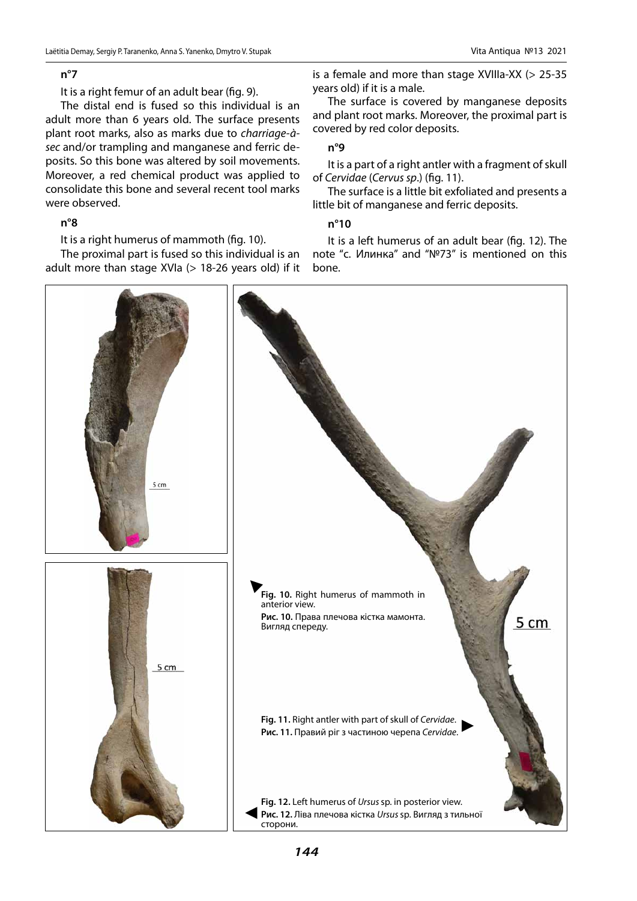### n°7

It is a right femur of an adult bear (fig. 9).

The distal end is fused so this individual is an adult more than 6 years old. The surface presents plant root marks, also as marks due to *charriage-à-sec* and/or trampling and manganese and ferric deposits. So this bone was altered by soil movements. Moreover, a red chemical product was applied to consolidate this bone and several recent tool marks were observed.

### n°8

It is a right humerus of mammoth (fig. 10).

The proximal part is fused so this individual is an adult more than stage XVIa (> 18-26 years old) if it is a female and more than stage XVIIIa-XX (> 25-35 years old) if it is a male.

The surface is covered by manganese deposits and plant root marks. Moreover, the proximal part is covered by red color deposits.

### n°9

It is a part of a right antler with a fragment of skull of *Cervidae* (*Cervus sp*.) (fig. 11).

The surface is a little bit exfoliated and presents a little bit of manganese and ferric deposits.

### n°10

It is a left humerus of an adult bear (fig. 12). The note "с. Илинка" and "№73" is mentioned on this bone.

5 cm

5 cm

5 cm

**Fig. 10.** Right humerus of mammoth in anterior view.
**Рис. 10.** Права плечова кістка мамонта. Вигляд спереду.

**Fig. 11.** Right antler with part of skull of *Cervidae*.
**Рис. 11.** Правий ріг з частиною черепа *Cervidae*.

**Fig. 12.** Left humerus of *Ursus* sp. in posterior view.
**Рис. 12.** Ліва плечова кістка *Ursus* sp. Вигляд з тильної сторони.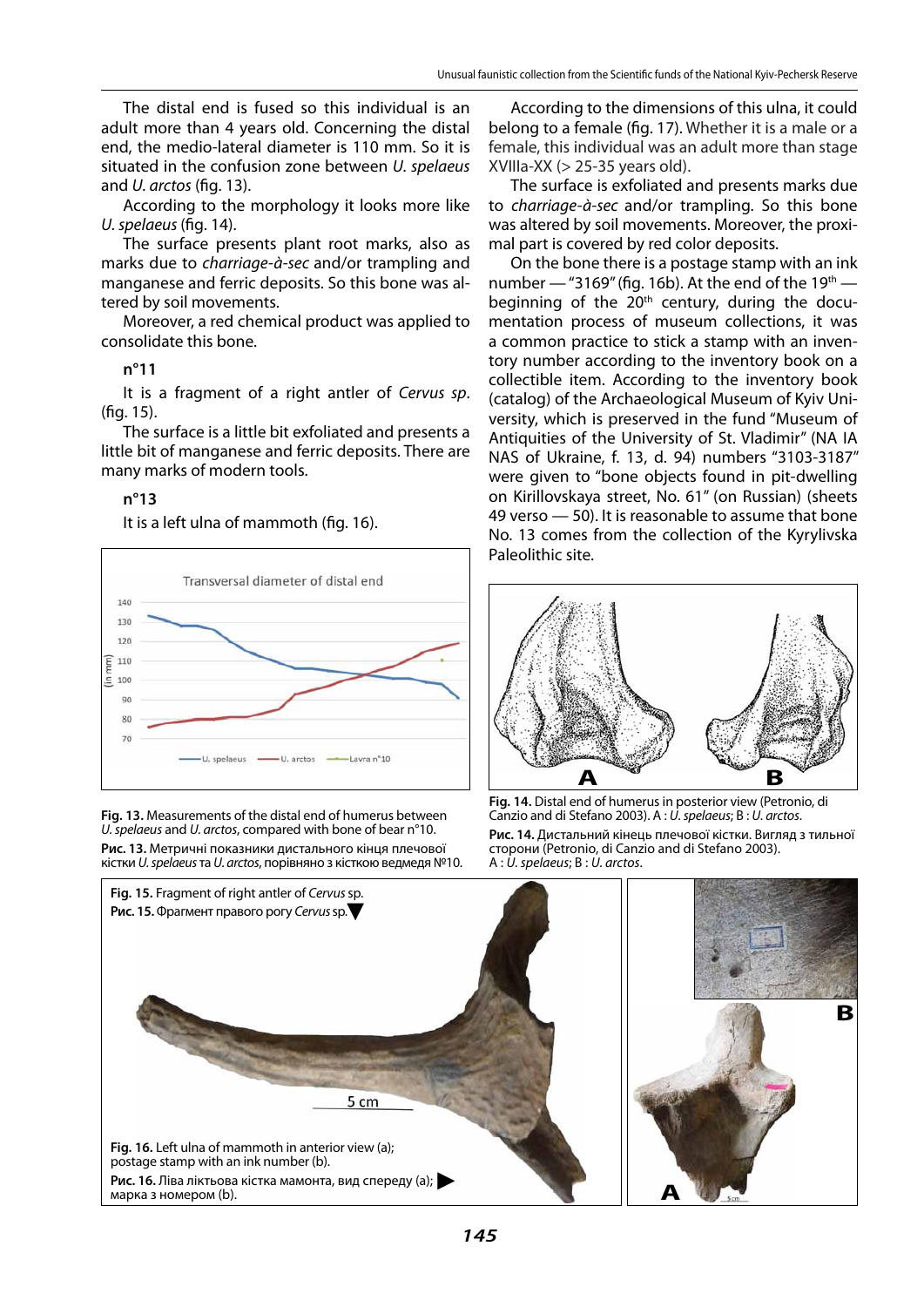The distal end is fused so this individual is an adult more than 4 years old. Concerning the distal end, the medio-lateral diameter is 110 mm. So it is situated in the confusion zone between *U. spelaeus* and *U. arctos* (fig. 13).

According to the morphology it looks more like *U. spelaeus* (fig. 14).

The surface presents plant root marks, also as marks due to *charriage-à-sec* and/or trampling and manganese and ferric deposits. So this bone was altered by soil movements.

Moreover, a red chemical product was applied to consolidate this bone.

**n°11**

It is a fragment of a right antler of *Cervus sp.* (fig. 15).

The surface is a little bit exfoliated and presents a little bit of manganese and ferric deposits. There are many marks of modern tools.

**n°13**

It is a left ulna of mammoth (fig. 16).

According to the dimensions of this ulna, it could belong to a female (fig. 17). Whether it is a male or a female, this individual was an adult more than stage XVIIIa-XX (> 25-35 years old).

The surface is exfoliated and presents marks due to *charriage-à-sec* and/or trampling. So this bone was altered by soil movements. Moreover, the proximal part is covered by red color deposits.

On the bone there is a postage stamp with an ink number — "3169" (fig. 16b). At the end of the 19th — beginning of the 20th century, during the documentation process of museum collections, it was a common practice to stick a stamp with an inventory number according to the inventory book on a collectible item. According to the inventory book (catalog) of the Archaeological Museum of Kyiv University, which is preserved in the fund "Museum of Antiquities of the University of St. Vladimir" (NA IA NAS of Ukraine, f. 13, d. 94) numbers "3103-3187" were given to "bone objects found in pit-dwelling on Kirillovskaya street, No. 61" (on Russian) (sheets 49 verso — 50). It is reasonable to assume that bone No. 13 comes from the collection of the Kyrylivska Paleolithic site.

**Fig. 13.** Measurements of the distal end of humerus between *U. spelaeus* and *U. arctos*, compared with bone of bear n°10.
**Рис. 13.** Метричні показники дистального кінця плечової кістки *U. spelaeus* та *U. arctos*, порівняно з кісткою ведмедя №10.

**Fig. 14.** Distal end of humerus in posterior view (Petronio, di Canzio and di Stefano 2003). A : *U. spelaeus*; B : *U. arctos*.
**Рис. 14.** Дистальний кінець плечової кістки. Вигляд з тильної сторони (Petronio, di Canzio and di Stefano 2003). A : *U. spelaeus*; B : *U. arctos*.

**Fig. 15.** Fragment of right antler of *Cervus* sp.
**Рис. 15.** Фрагмент правого рогу *Cervus* sp.

**Fig. 16.** Left ulna of mammoth in anterior view (a); postage stamp with an ink number (b).
**Рис. 16.** Ліва ліктьова кістка мамонта, вид спереду (a); марка з номером (b).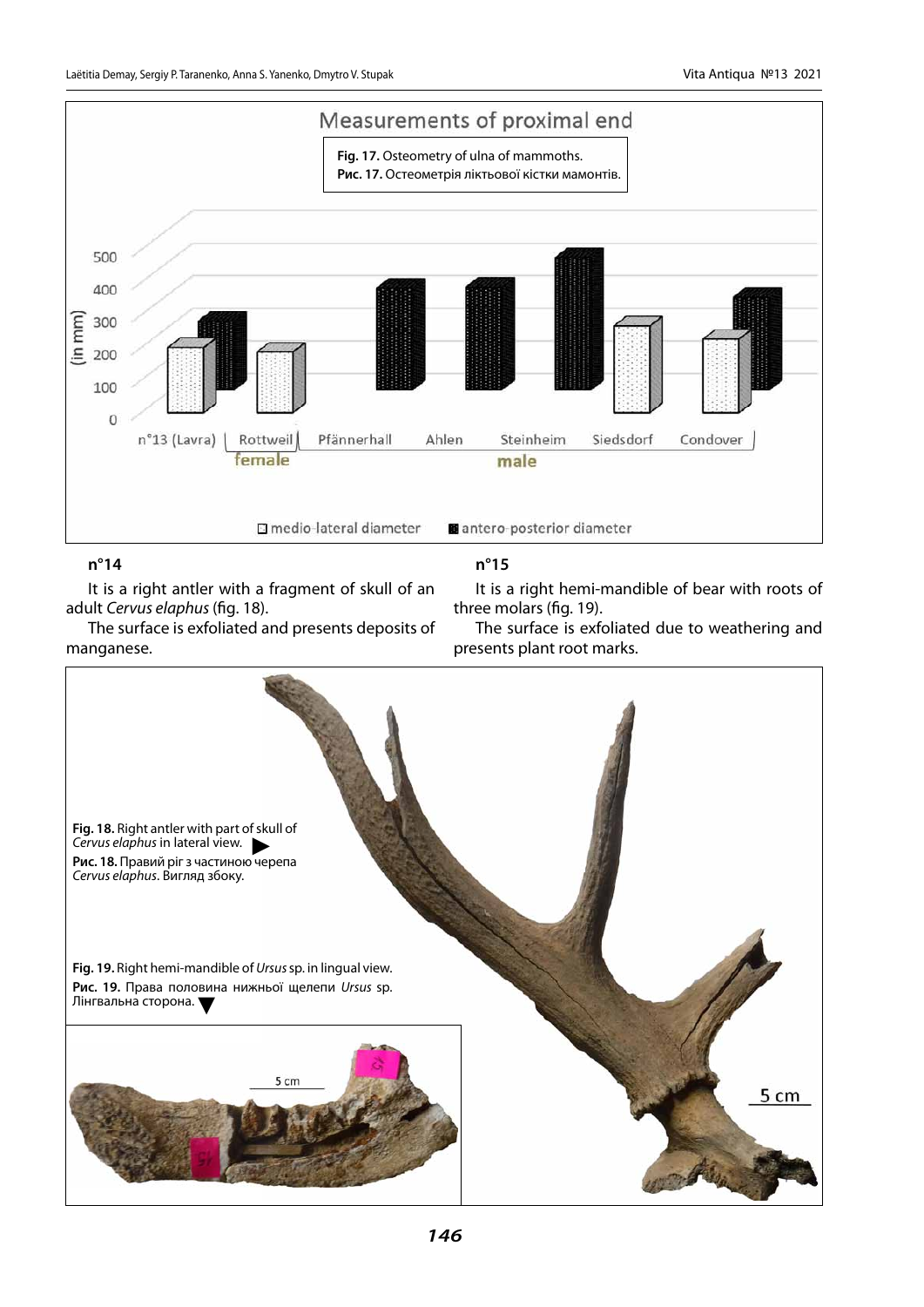Fig. 17. Osteometry of ulna of mammoths.
Рис. 17. Остеометрія ліктьової кістки мамонтів.

### n°14

It is a right antler with a fragment of skull of an adult *Cervus elaphus* (fig. 18).

The surface is exfoliated and presents deposits of manganese.

### n°15

It is a right hemi-mandible of bear with roots of three molars (fig. 19).

The surface is exfoliated due to weathering and presents plant root marks.

**Fig. 18.** Right antler with part of skull of *Cervus elaphus* in lateral view.
**Рис. 18.** Правий ріг з частиною черепа *Cervus elaphus*. Вигляд збоку.

**Fig. 19.** Right hemi-mandible of *Ursus* sp. in lingual view.
**Рис. 19.** Права половина нижньої щелепи *Ursus* sp. Лінгвальна сторона.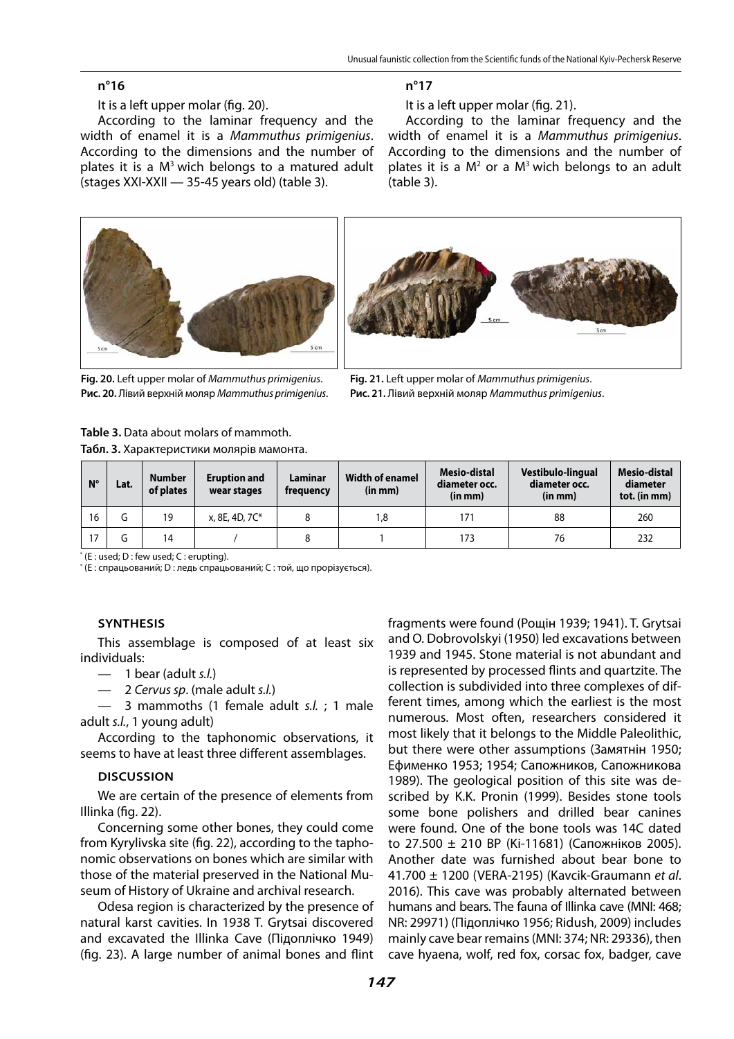**n°16**

It is a left upper molar (fig. 20).

According to the laminar frequency and the width of enamel it is a *Mammuthus primigenius*. According to the dimensions and the number of plates it is a $M^3$ wich belongs to a matured adult (stages XXI-XXII — 35-45 years old) (table 3).

**n°17**

It is a left upper molar (fig. 21).

According to the laminar frequency and the width of enamel it is a *Mammuthus primigenius*. According to the dimensions and the number of plates it is a $M^2$ or a $M^3$ wich belongs to an adult (table 3).

**Fig. 20.** Left upper molar of *Mammuthus primigenius*.
**Рис. 20.** Лівий верхній моляр *Mammuthus primigenius*.

**Fig. 21.** Left upper molar of *Mammuthus primigenius*.
**Рис. 21.** Лівий верхній моляр *Mammuthus primigenius*.

**Table 3.** Data about molars of mammoth.
**Табл. 3.** Характеристики молярів мамонта.

| N° | Lat. | Number of plates | Eruption and wear stages | Laminar frequency | Width of enamel (in mm) | Mesio-distal diameter occ. (in mm) | Vestibulo-lingual diameter occ. (in mm) | Mesio-distal diameter tot. (in mm) |
|---|---|---|---|---|---|---|---|---|
| 16 | G | 19 | x, 8E, 4D, 7C* | 8 | 1,8 | 171 | 88 | 260 |
| 17 | G | 14 | / | 8 | 1 | 173 | 76 | 232 |

* (E : used; D : few used; C : erupting).
* (E : спрацьований; D : ледь спрацьований; C : той, що прорізується).

## SYNTHESIS

This assemblage is composed of at least six individuals:

— 1 bear (adult *s.l.*)

— 2 *Cervus sp*. (male adult *s.l.*)

— 3 mammoths (1 female adult *s.l.* ; 1 male adult *s.l.*, 1 young adult)

According to the taphonomic observations, it seems to have at least three different assemblages.

## DISCUSSION

We are certain of the presence of elements from Illinka (fig. 22).

Concerning some other bones, they could come from Kyrylivska site (fig. 22), according to the taphonomic observations on bones which are similar with those of the material preserved in the National Museum of History of Ukraine and archival research.

Odesa region is characterized by the presence of natural karst cavities. In 1938 T. Grytsai discovered and excavated the Illinka Cave (Підоплічко 1949) (fig. 23). A large number of animal bones and flint fragments were found (Рощін 1939; 1941). T. Grytsai and O. Dobrovolskyi (1950) led excavations between 1939 and 1945. Stone material is not abundant and is represented by processed flints and quartzite. The collection is subdivided into three complexes of different times, among which the earliest is the most numerous. Most often, researchers considered it most likely that it belongs to the Middle Paleolithic, but there were other assumptions (Замятнін 1950; Ефименко 1953; 1954; Сапожников, Сапожникова 1989). The geological position of this site was described by K.K. Pronin (1999). Besides stone tools some bone polishers and drilled bear canines were found. One of the bone tools was 14C dated to 27.500 ± 210 BP (Ki-11681) (Сапожніков 2005). Another date was furnished about bear bone to 41.700 ± 1200 (VERA-2195) (Kavcik-Graumann *et al*. 2016). This cave was probably alternated between humans and bears. The fauna of Illinka cave (MNI: 468; NR: 29971) (Підоплічко 1956; Ridush, 2009) includes mainly cave bear remains (MNI: 374; NR: 29336), then cave hyaena, wolf, red fox, corsac fox, badger, cave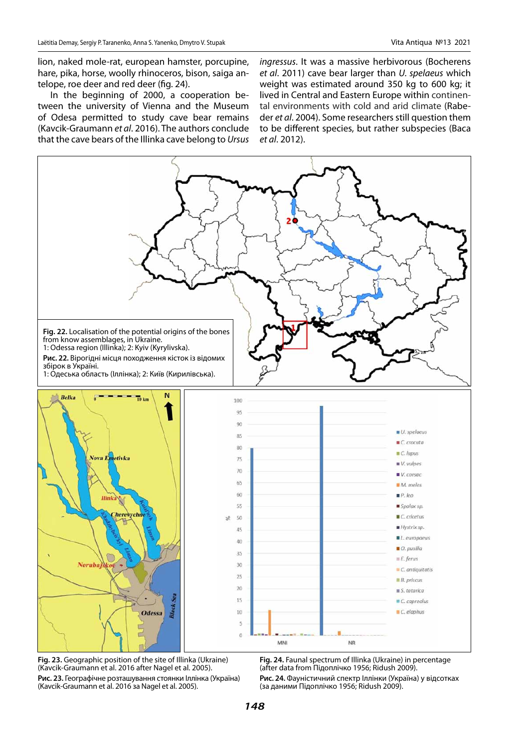lion, naked mole-rat, european hamster, porcupine, hare, pika, horse, woolly rhinoceros, bison, saiga antelope, roe deer and red deer (fig. 24).

In the beginning of 2000, a cooperation between the university of Vienna and the Museum of Odesa permitted to study cave bear remains (Kavcik-Graumann *et al*. 2016). The authors conclude that the cave bears of the Illinka cave belong to *Ursus ingressus*. It was a massive herbivorous (Bocherens *et al*. 2011) cave bear larger than *U. spelaeus* which weight was estimated around 350 kg to 600 kg; it lived in Central and Eastern Europe within continental environments with cold and arid climate (Rabeder *et al*. 2004). Some researchers still question them to be different species, but rather subspecies (Baca *et al*. 2012).

**Fig. 22.** Localisation of the potential origins of the bones from know assemblages, in Ukraine.
1: Odessa region (Illinka); 2: Kyiv (Kyrylivska).

**Рис. 22.** Вірогідні місця походження кісток із відомих збірок в Україні.
1: Одеська область (Іллінка); 2: Київ (Кирилівська).

**Fig. 23.** Geographic position of the site of Illinka (Ukraine) (Kavcik-Graumann et al. 2016 after Nagel et al. 2005).

**Рис. 23.** Географічне розташування стоянки Іллінка (Україна) (Kavcik-Graumann et al. 2016 за Nagel et al. 2005).

**Fig. 24.** Faunal spectrum of Illinka (Ukraine) in percentage (after data from Підоплічко 1956; Ridush 2009).

**Рис. 24.** Фауністичний спектр Іллінки (Україна) у відсотках (за даними Підоплічко 1956; Ridush 2009).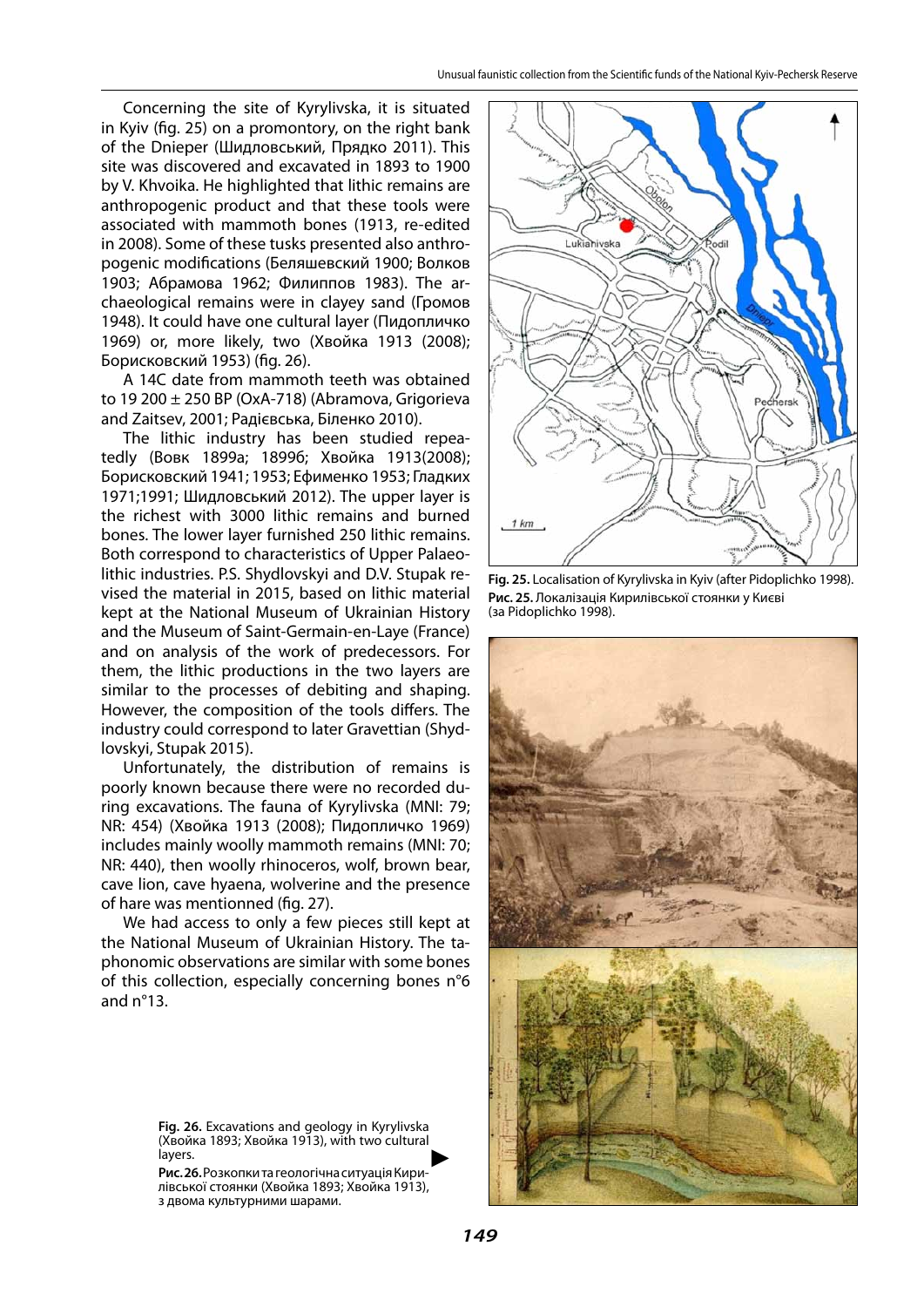Concerning the site of Kyrylivska, it is situated in Kyiv (fig. 25) on a promontory, on the right bank of the Dnieper (Шидловський, Прядко 2011). This site was discovered and excavated in 1893 to 1900 by V. Khvoika. He highlighted that lithic remains are anthropogenic product and that these tools were associated with mammoth bones (1913, re-edited in 2008). Some of these tusks presented also anthropogenic modifications (Беляшевский 1900; Волков 1903; Абрамова 1962; Филиппов 1983). The archaeological remains were in clayey sand (Громов 1948). It could have one cultural layer (Пидопличко 1969) or, more likely, two (Хвойка 1913 (2008); Борисковский 1953) (fig. 26).

A 14C date from mammoth teeth was obtained to 19 200 ± 250 BP (OxA-718) (Abramova, Grigorieva and Zaitsev, 2001; Радієвська, Біленко 2010).

The lithic industry has been studied repeatedly (Вовк 1899a; 1899б; Хвойка 1913(2008); Борисковский 1941; 1953; Ефименко 1953; Гладких 1971;1991; Шидловський 2012). The upper layer is the richest with 3000 lithic remains and burned bones. The lower layer furnished 250 lithic remains. Both correspond to characteristics of Upper Palaeolithic industries. P.S. Shydlovskyi and D.V. Stupak revised the material in 2015, based on lithic material kept at the National Museum of Ukrainian History and the Museum of Saint-Germain-en-Laye (France) and on analysis of the work of predecessors. For them, the lithic productions in the two layers are similar to the processes of debiting and shaping. However, the composition of the tools differs. The industry could correspond to later Gravettian (Shydlovskyi, Stupak 2015).

Unfortunately, the distribution of remains is poorly known because there were no recorded during excavations. The fauna of Kyrylivska (MNI: 79; NR: 454) (Хвойка 1913 (2008); Пидопличко 1969) includes mainly woolly mammoth remains (MNI: 70; NR: 440), then woolly rhinoceros, wolf, brown bear, cave lion, cave hyaena, wolverine and the presence of hare was mentionned (fig. 27).

We had access to only a few pieces still kept at the National Museum of Ukrainian History. The taphonomic observations are similar with some bones of this collection, especially concerning bones n°6 and n°13.

**Fig. 25.** Localisation of Kyrylivska in Kyiv (after Pidoplichko 1998).
**Рис. 25.** Локалізація Кирилівської стоянки у Києві (за Pidoplichko 1998).

**Fig. 26.** Excavations and geology in Kyrylivska (Хвойка 1893; Хвойка 1913), with two cultural layers.
**Рис. 26.** Розкопки та геологічна ситуація Кирилівської стоянки (Хвойка 1893; Хвойка 1913), з двома культурними шарами.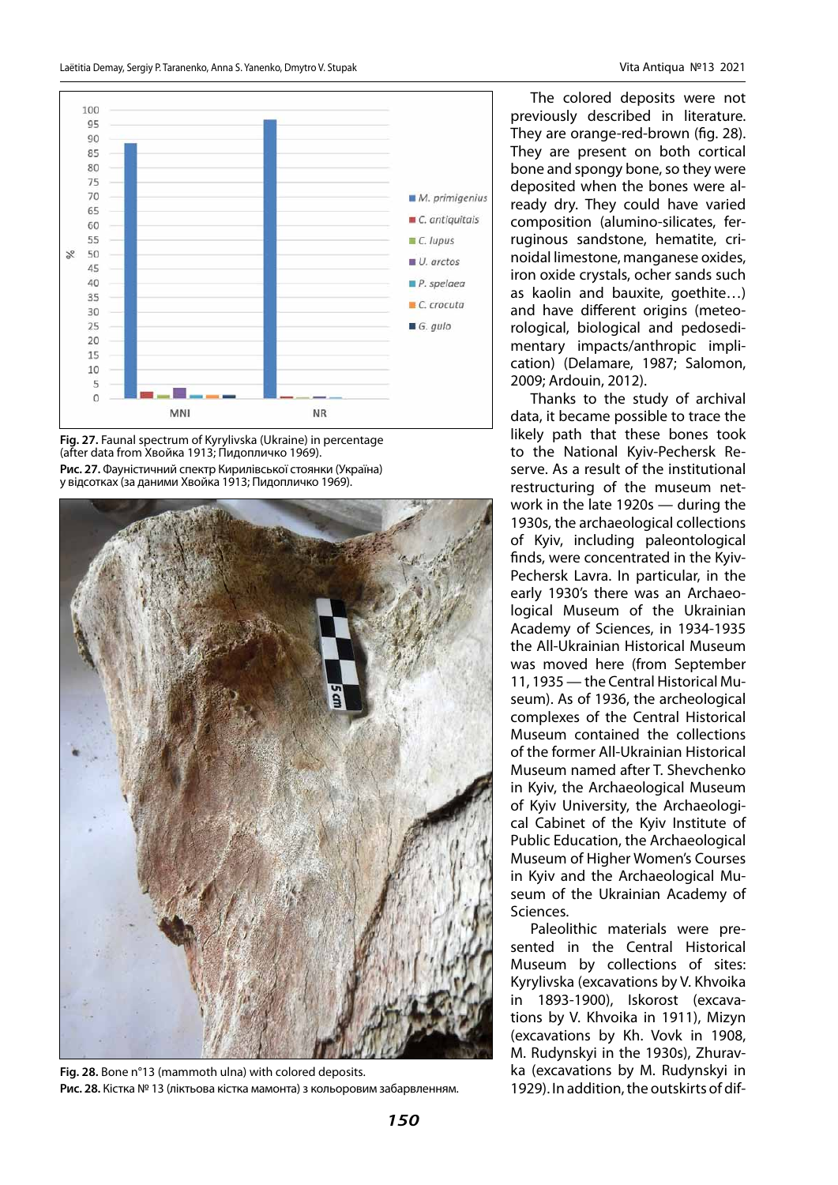Fig. 27. Faunal spectrum of Kyrylivska (Ukraine) in percentage (after data from Хвойка 1913; Пидопличко 1969).

**Рис. 27.** Фауністичний спектр Кирилівської стоянки (Україна) у відсотках (за даними Хвойка 1913; Пидопличко 1969).

**Fig. 28.** Bone n°13 (mammoth ulna) with colored deposits.

**Рис. 28.** Кістка № 13 (ліктьова кістка мамонта) з кольоровим забарвленням.

The colored deposits were not previously described in literature. They are orange-red-brown (fig. 28). They are present on both cortical bone and spongy bone, so they were deposited when the bones were already dry. They could have varied composition (alumino-silicates, ferruginous sandstone, hematite, crinoidal limestone, manganese oxides, iron oxide crystals, ocher sands such as kaolin and bauxite, goethite…) and have different origins (meteorological, biological and pedosedimentary impacts/anthropic implication) (Delamare, 1987; Salomon, 2009; Ardouin, 2012).

Thanks to the study of archival data, it became possible to trace the likely path that these bones took to the National Kyiv-Pechersk Reserve. As a result of the institutional restructuring of the museum network in the late 1920s — during the 1930s, the archaeological collections of Kyiv, including paleontological finds, were concentrated in the Kyiv-Pechersk Lavra. In particular, in the early 1930's there was an Archaeological Museum of the Ukrainian Academy of Sciences, in 1934-1935 the All-Ukrainian Historical Museum was moved here (from September 11, 1935 — the Central Historical Museum). As of 1936, the archeological complexes of the Central Historical Museum contained the collections of the former All-Ukrainian Historical Museum named after T. Shevchenko in Kyiv, the Archaeological Museum of Kyiv University, the Archaeological Cabinet of the Kyiv Institute of Public Education, the Archaeological Museum of Higher Women's Courses in Kyiv and the Archaeological Museum of the Ukrainian Academy of Sciences.

Paleolithic materials were presented in the Central Historical Museum by collections of sites: Kyrylivska (excavations by V. Khvoika in 1893-1900), Iskorost (excavations by V. Khvoika in 1911), Mizyn (excavations by Kh. Vovk in 1908, M. Rudynskyi in the 1930s), Zhuravka (excavations by M. Rudynskyi in 1929). In addition, the outskirts of dif-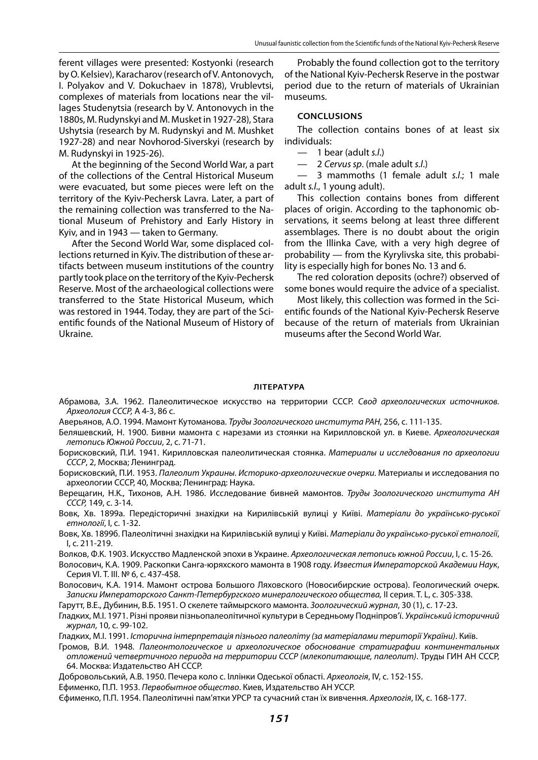ferent villages were presented: Kostyonki (research by O. Kelsiev), Karacharov (research of V. Antonovych, I. Polyakov and V. Dokuchaev in 1878), Vrublevtsi, complexes of materials from locations near the villages Studenytsia (research by V. Antonovych in the 1880s, M. Rudynskyi and M. Musket in 1927-28), Stara Ushytsia (research by M. Rudynskyi and M. Mushket 1927-28) and near Novhorod-Siverskyi (research by M. Rudynskyi in 1925-26).

At the beginning of the Second World War, a part of the collections of the Central Historical Museum were evacuated, but some pieces were left on the territory of the Kyiv-Pechersk Lavra. Later, a part of the remaining collection was transferred to the National Museum of Prehistory and Early History in Kyiv, and in 1943 — taken to Germany.

After the Second World War, some displaced collections returned in Kyiv. The distribution of these artifacts between museum institutions of the country partly took place on the territory of the Kyiv-Pechersk Reserve. Most of the archaeological collections were transferred to the State Historical Museum, which was restored in 1944. Today, they are part of the Scientific founds of the National Museum of History of Ukraine.

Probably the found collection got to the territory of the National Kyiv-Pechersk Reserve in the postwar period due to the return of materials of Ukrainian museums.

## CONCLUSIONS

The collection contains bones of at least six individuals:

— 1 bear (adult *s.l.*)

— 2 *Cervus sp.* (male adult *s.l.*)

— 3 mammoths (1 female adult *s.l.*; 1 male adult *s.l.*, 1 young adult).

This collection contains bones from different places of origin. According to the taphonomic observations, it seems belong at least three different assemblages. There is no doubt about the origin from the Illinka Cave, with a very high degree of probability — from the Kyrylivska site, this probability is especially high for bones No. 13 and 6.

The red coloration deposits (ochre?) observed of some bones would require the advice of a specialist.

Most likely, this collection was formed in the Scientific founds of the National Kyiv-Pechersk Reserve because of the return of materials from Ukrainian museums after the Second World War.

## ЛІТЕРАТУРА

Абрамова, З.А. 1962. Палеолитическое искусство на территории СССР. *Свод археологических источников. Археология СССР,* А 4-3, 86 с.

Аверьянов, А.О. 1994. Мамонт Кутоманова. *Труды Зоологического института РАН*, 256, с. 111-135.

Беляшевский, Н. 1900. Бивни мамонта с нарезами из стоянки на Кирилловской ул. в Киеве. *Археологическая летопись Южной России*, 2, с. 71-71.

Борисковский, П.И. 1941. Кирилловская палеолитическая стоянка. *Материалы и исследования по археологии СССР*, 2, Москва; Ленинград.

Борисковский, П.И. 1953. *Палеолит Украины. Историко-археологические очерки.* Материалы и исследования по археологии СССР, 40, Москва; Ленинград: Наука.

Верещагин, Н.К., Тихонов, А.Н. 1986. Исследование бивней мамонтов. *Труды Зоологического института АН СССР,* 149, с. 3-14.

Вовк, Хв. 1899а. Передісторичні знахідки на Кирилівській вулиці у Київі. *Матеріали до українсько-руської етнології*, І, с. 1-32.

Вовк, Хв. 1899б. Палеолітичні знахідки на Кирилівській вулиці у Київі. *Матеріали до українсько-руської етнології*, І, с. 211-219.

Волков, Ф.К. 1903. Искусство Мадленской эпохи в Украине. *Археологическая летопись южной России*, І, с. 15-26.

Волосович, К.А. 1909. Раскопки Санга-юряхского мамонта в 1908 году. *Известия Императорской Академии Наук*, Серия VI. Т. III. № 6, с. 437-458.

Волосович, К.А. 1914. Мамонт острова Большого Ляховского (Новосибирские острова). Геологический очерк. *Записки Императорского Санкт-Петербургского минералогического общества,* II серия. Т. L, с. 305-338.

Гарутт, В.Е., Дубинин, В.Б. 1951. О скелете таймырского мамонта. *Зоологический журнал*, 30 (1), с. 17-23.

Гладких, М.І. 1971. Різні прояви пізньопалеолітичної культури в Середньому Подніпров'ї. *Український історичний журнал*, 10, с. 99-102.

Гладких, М.І. 1991. *Історична інтерпретація пізнього палеоліту (за матеріалами території України)*. Київ.

Громов, В.И. 1948. *Палеонтологическое и археологическое обоснование стратиграфии континентальных отложений четвертичного периода на территории СССР (млекопитающие, палеолит)*. Труды ГИН АН СССР, 64. Москва: Издательство АН СССР.

Добровольський, А.В. 1950. Печера коло с. Іллінки Одеської області. *Археологія*, IV, с. 152-155.

Ефименко, П.П. 1953. *Первобытное общество*. Киев, Издательство АН УССР.

Єфименко, П.П. 1954. Палеолітичні пам'ятки УРСР та сучасний стан їх вивчення. *Археологія*, IX, с. 168-177.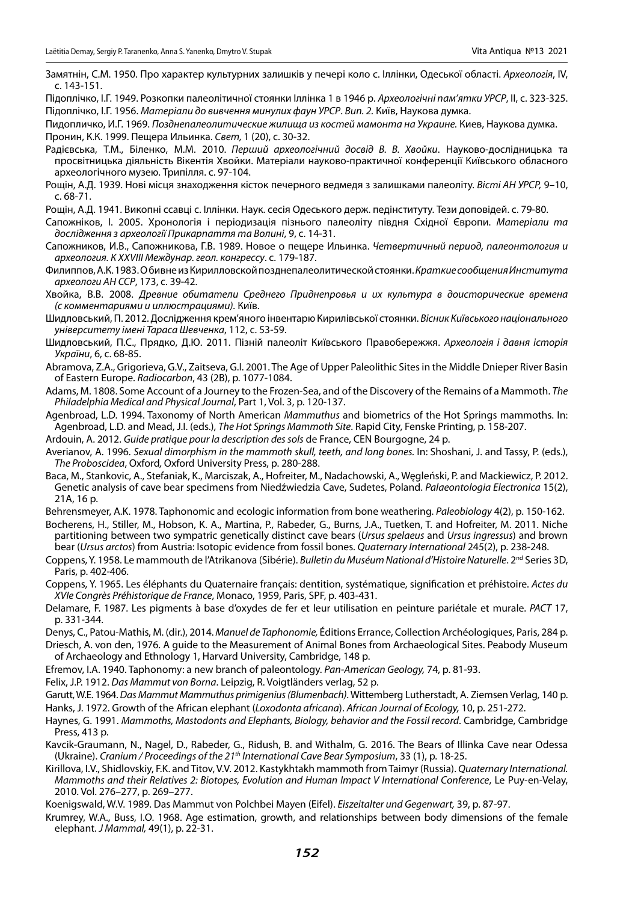Замятнін, С.М. 1950. Про характер культурних залишків у печері коло с. Іллінки, Одеської області. *Археологія*, IV, с. 143-151.

Підоплічко, І.Г. 1949. Розкопки палеолітичної стоянки Іллінка 1 в 1946 р. *Археологічні пам'ятки УРСР*, II, с. 323-325.

Підоплічко, І.Г. 1956. *Матеріали до вивчення минулих фаун УРСР*. *Вип. 2.* Київ, Наукова думка.

Пидопличко, И.Г. 1969. *Позднепалеолитические жилища из костей мамонта на Украине.* Киев, Наукова думка.

Пронин, К.К. 1999. Пещера Ильинка. *Свет,* 1 (20), с. 30-32.

Радієвська, Т.М., Біленко, М.М. 2010. *Перший археологічний досвід В. В. Хвойки*. Науково-дослідницька та просвітницька діяльність Вікентія Хвойки. Матеріали науково-практичної конференції Київського обласного археологічного музею. Трипілля. с. 97-104.

Рощін, А.Д. 1939. Нові місця знаходження кісток печерного ведмедя з залишками палеоліту. *Вісті АН УРСР,* 9–10, с. 68-71.

Рощін, А.Д. 1941. Викопні ссавці с. Іллінки. Наук. сесія Одеського держ. підінституту. Тези доповідей. с. 79-80.

Сапожніков, І. 2005. Хронологія і періодизація пізнього палеоліту півдня Східної Європи. *Матеріали та дослідження з археології Прикарпаття та Волині*, 9, с. 14-31.

Сапожников, И.В., Сапожникова, Г.В. 1989. Новое о пещере Ильинка. *Четвертичный период, палеонтология и археология. К XXVIII Междунар. геол. конгрессу*. с. 179-187.

Филиппов, А.К. 1983. О бивне из Кирилловской позднепалеолитической стоянки. *Краткие сообщения Института археологи АН ССР*, 173, с. 39-42.

Хвойка, В.В. 2008. *Древние обитатели Среднего Приднепровья и их культура в доисторические времена (с комментариями и иллюстрациями)*. Київ.

Шидловський, П. 2012. Дослідження крем'яного інвентарю Кирилівської стоянки. *Вісник Київського національного університету імені Тараса Шевченка*, 112, с. 53-59.

Шидловський, П.С., Прядко, Д.Ю. 2011. Пізній палеоліт Київського Правобережжя. *Археологія і давня історія України*, 6, с. 68-85.

Abramova, Z.A., Grigorieva, G.V., Zaitseva, G.I. 2001. The Age of Upper Paleolithic Sites in the Middle Dnieper River Basin of Eastern Europe. *Radiocarbon*, 43 (2B), p. 1077-1084.

Adams, M. 1808. Some Account of a Journey to the Frozen-Sea, and of the Discovery of the Remains of a Mammoth. *The Philadelphia Medical and Physical Journal*, Part 1, Vol. 3, p. 120-137.

Agenbroad, L.D. 1994. Taxonomy of North American *Mammuthus* and biometrics of the Hot Springs mammoths. In: Agenbroad, L.D. and Mead, J.I. (eds.), *The Hot Springs Mammoth Site*. Rapid City, Fenske Printing, p. 158-207.

Ardouin, A. 2012. *Guide pratique pour la description des sols* de France, CEN Bourgogne, 24 p.

Averianov, A. 1996. *Sexual dimorphism in the mammoth skull, teeth, and long bones.* In: Shoshani, J. and Tassy, P. (eds.), *The Proboscidea*, Oxford, Oxford University Press, p. 280-288.

Baca, M., Stankovic, A., Stefaniak, K., Marciszak, A., Hofreiter, M., Nadachowski, A., Węgleński, P. and Mackiewicz, P. 2012. Genetic analysis of cave bear specimens from Niedźwiedzia Cave, Sudetes, Poland. *Palaeontologia Electronica* 15(2), 21A, 16 p.

Behrensmeyer, A.K. 1978. Taphonomic and ecologic information from bone weathering. *Paleobiology* 4(2), p. 150-162.

Bocherens, H., Stiller, M., Hobson, K. A., Martina, P., Rabeder, G., Burns, J.A., Tuetken, T. and Hofreiter, M. 2011. Niche partitioning between two sympatric genetically distinct cave bears (*Ursus spelaeus* and *Ursus ingressus*) and brown bear (*Ursus arctos*) from Austria: Isotopic evidence from fossil bones. *Quaternary International* 245(2), p. 238-248.

Coppens, Y. 1958. Le mammouth de l'Atrikanova (Sibérie). *Bulletin du Muséum National d'Histoire Naturelle*. 2nd Series 3D, Paris, p. 402-406.

Coppens, Y. 1965. Les éléphants du Quaternaire français: dentition, systématique, signification et préhistoire. *Actes du XVIe Congrès Préhistorique de France*, Monaco, 1959, Paris, SPF, p. 403-431.

Delamare, F. 1987. Les pigments à base d'oxydes de fer et leur utilisation en peinture pariétale et murale. *PACT* 17, p. 331-344.

Denys, C., Patou-Mathis, M. (dir.), 2014. *Manuel de Taphonomie,* Éditions Errance, Collection Archéologiques, Paris, 284 p.

Driesch, A. von den, 1976. A guide to the Measurement of Animal Bones from Archaeological Sites. Peabody Museum of Archaeology and Ethnology 1, Harvard University, Cambridge, 148 p.

Efremov, I.A. 1940. Taphonomy: a new branch of paleontology. *Pan-American Geology,* 74, p. 81-93.

Felix, J.P. 1912. *Das Mammut von Borna*. Leipzig, R. Voigtländers verlag, 52 p.

Garutt, W.E. 1964. *Das Mammut Mammuthus primigenius (Blumenbach)*. Wittemberg Lutherstadt, A. Ziemsen Verlag, 140 p.

Hanks, J. 1972. Growth of the African elephant (*Loxodonta africana*). *African Journal of Ecology,* 10, p. 251-272.

Haynes, G. 1991. *Mammoths, Mastodonts and Elephants, Biology, behavior and the Fossil record*. Cambridge, Cambridge Press, 413 p.

Kavcik-Graumann, N., Nagel, D., Rabeder, G., Ridush, B. and Withalm, G. 2016. The Bears of Illinka Cave near Odessa (Ukraine). *Cranium / Proceedings of the 21th International Cave Bear Symposium*, 33 (1), p. 18-25.

Kirillova, I.V., Shidlovskiy, F.K. and Titov, V.V. 2012. Kastykhtakh mammoth from Taimyr (Russia). *Quaternary International. Mammoths and their Relatives 2: Biotopes, Evolution and Human Impact V International Conference*, Le Puy-en-Velay, 2010. Vol. 276–277, p. 269–277.

Koenigswald, W.V. 1989. Das Mammut von Polchbei Mayen (Eifel). *Eiszeitalter und Gegenwart,* 39, p. 87-97.

Krumrey, W.A., Buss, I.O. 1968. Age estimation, growth, and relationships between body dimensions of the female elephant. *J Mammal,* 49(1), p. 22-31.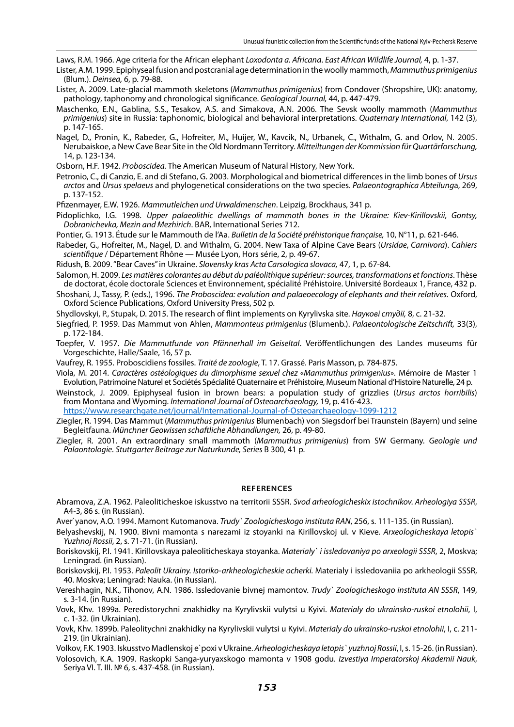Laws, R.M. 1966. Age criteria for the African elephant *Loxodonta a. Africana*. *East African Wildlife Journal,* 4, p. 1-37.

Lister, A.M. 1999. Epiphyseal fusion and postcranial age determination in the woolly mammoth, *Mammuthus primigenius* (Blum.). *Deinsea,* 6, p. 79-88.

Lister, A. 2009. Late-glacial mammoth skeletons (*Mammuthus primigenius*) from Condover (Shropshire, UK): anatomy, pathology, taphonomy and chronological significance. *Geological Journal,* 44, p. 447-479.

Maschenko, E.N., Gablina, S.S., Tesakov, A.S. and Simakova, A.N. 2006. The Sevsk woolly mammoth (*Mammuthus primigenius*) site in Russia: taphonomic, biological and behavioral interpretations. *Quaternary International*, 142 (3), p. 147-165.

Nagel, D., Pronin, K., Rabeder, G., Hofreiter, M., Huijer, W., Kavcik, N., Urbanek, C., Withalm, G. and Orlov, N. 2005. Nerubaiskoe, a New Cave Bear Site in the Old Nordmann Territory. *Mitteiltungen der Kommission für Quartärforschung,* 14, p. 123-134.

Osborn, H.F. 1942. *Proboscidea.* The American Museum of Natural History, New York.

Petronio, C., di Canzio, E. and di Stefano, G. 2003. Morphological and biometrical differences in the limb bones of *Ursus arctos* and *Ursus spelaeus* and phylogenetical considerations on the two species. *Palaeontographica Abteilung*a, 269, p. 137-152.

Pfizenmayer, E.W. 1926. *Mammutleichen und Urwaldmenschen*. Leipzig, Brockhaus, 341 p.

Pidoplichko, I.G. 1998. *Upper palaeolithic dwellings of mammoth bones in the Ukraine: Kiev-Kirillovskii, Gontsy, Dobranichevka, Mezin and Mezhirich*. BAR, International Series 712.

Pontier, G. 1913. Étude sur le Mammouth de l'Aa. *Bulletin de la Société préhistorique française,* 10, N°11, p. 621-646.

Rabeder, G., Hofreiter, M., Nagel, D. and Withalm, G. 2004. New Taxa of Alpine Cave Bears (*Ursidae*, *Carnivora*). *Cahiers scientifique* / Département Rhône — Musée Lyon, Hors série, 2, p. 49-67.

Ridush, B. 2009. "Bear Caves" in Ukraine. *Slovensky kras Acta Carsologica slovaca,* 47, 1, p. 67-84.

Salomon, H. 2009. *Les matières colorantes au début du paléolithique supérieur: sources, transformations et fonctions*. Thèse de doctorat, école doctorale Sciences et Environnement, spécialité Préhistoire. Université Bordeaux 1, France, 432 p.

Shoshani, J., Tassy, P. (eds.), 1996. *The Proboscidea: evolution and palaeoecology of elephants and their relatives.* Oxford, Oxford Science Publications, Oxford University Press, 502 p.

Shydlovskyi, P., Stupak, D. 2015. The research of flint implements on Kyrylivska site. *Наукові студії,* 8, c. 21-32.

Siegfried, P. 1959. Das Mammut von Ahlen, *Mammonteus primigenius* (Blumenb.). *Palaeontologische Zeitschrift,* 33(3), p. 172-184.

Toepfer, V. 1957. *Die Mammutfunde von Pfännerhall im Geiseltal*. Veröffentlichungen des Landes museums für Vorgeschichte, Halle/Saale, 16, 57 p.

Vaufrey, R. 1955. Proboscidiens fossiles. *Traité de zoologie*, T. 17. Grassé. Paris Masson, p. 784-875.

Viola, M. 2014. *Caractères ostéologiques du dimorphisme sexuel chez «Mammuthus primigenius»*. Mémoire de Master 1 Evolution, Patrimoine Naturel et Sociétés Spécialité Quaternaire et Préhistoire, Museum National d'Histoire Naturelle, 24 p.

Weinstock, J. 2009. Epiphyseal fusion in brown bears: a population study of grizzlies (*Ursus arctos horribilis*) from Montana and Wyoming. *International Journal of Osteoarchaeology,* 19, p. 416-423. https://www.researchgate.net/journal/International-Journal-of-Osteoarchaeology-1099-1212

Ziegler, R. 1994. Das Mammut (*Mammuthus primigenius* Blumenbach) von Siegsdorf bei Traunstein (Bayern) und seine Begleitfauna. *Münchner Geowissen schaftliche Abhandlungen,* 26, p. 49-80.

Ziegler, R. 2001. An extraordinary small mammoth (*Mammuthus primigenius*) from SW Germany. *Geologie und Palaontologie. Stuttgarter Beitrage zur Naturkunde, Series* B 300, 41 p.

## REFERENCES

Abramova, Z.A. 1962. Paleoliticheskoe iskusstvo na territorii SSSR. *Svod arheologicheskix istochnikov. Arheologiya SSSR*, A4-3, 86 s. (in Russian).

Aver`yanov, A.O. 1994. Mamont Kutomanova. *Trudy` Zoologicheskogo instituta RAN*, 256, s. 111-135. (in Russian).

Belyashevskij, N. 1900. Bivni mamonta s narezami iz stoyanki na Kirillovskoj ul. v Kieve. *Arxeologicheskaya letopis` Yuzhnoj Rossii*, 2, s. 71-71. (in Russian).

Boriskovskij, P.I. 1941. Kirillovskaya paleoliticheskaya stoyanka. *Materialy` i issledovaniya po arxeologii SSSR*, 2, Moskva; Leningrad. (in Russian).

Boriskovskij, P.I. 1953. *Paleolit Ukrainy. Istoriko-arkheologicheskie ocherki.* Materialy i issledovaniia po arkheologii SSSR, 40. Moskva; Leningrad: Nauka. (in Russian).

Vereshhagin, N.K., Tihonov, A.N. 1986. Issledovanie bivnej mamontov. *Trudy` Zoologicheskogo instituta AN SSSR*, 149, s. 3-14. (in Russian).

Vovk, Khv. 1899a. Peredistorychni znakhidky na Kyrylivskii vulytsi u Kyivi. *Materialy do ukrainsko-ruskoi etnolohii*, I, c. 1-32. (in Ukrainian).

Vovk, Khv. 1899b. Paleolitychni znakhidky na Kyrylivskii vulytsi u Kyivi. *Materialy do ukrainsko-ruskoi etnolohii*, I, c. 211-219. (in Ukrainian).

Volkov, F.K. 1903. Iskusstvo Madlenskoj e`poxi v Ukraine. *Arheologicheskaya letopis` yuzhnoj Rossii*, I, s. 15-26. (in Russian).

Volosovich, K.A. 1909. Raskopki Sanga-yuryaxskogo mamonta v 1908 godu. *Izvestiya Imperatorskoj Akademii Nauk*, Seriya VI. T. III. № 6, s. 437-458. (in Russian).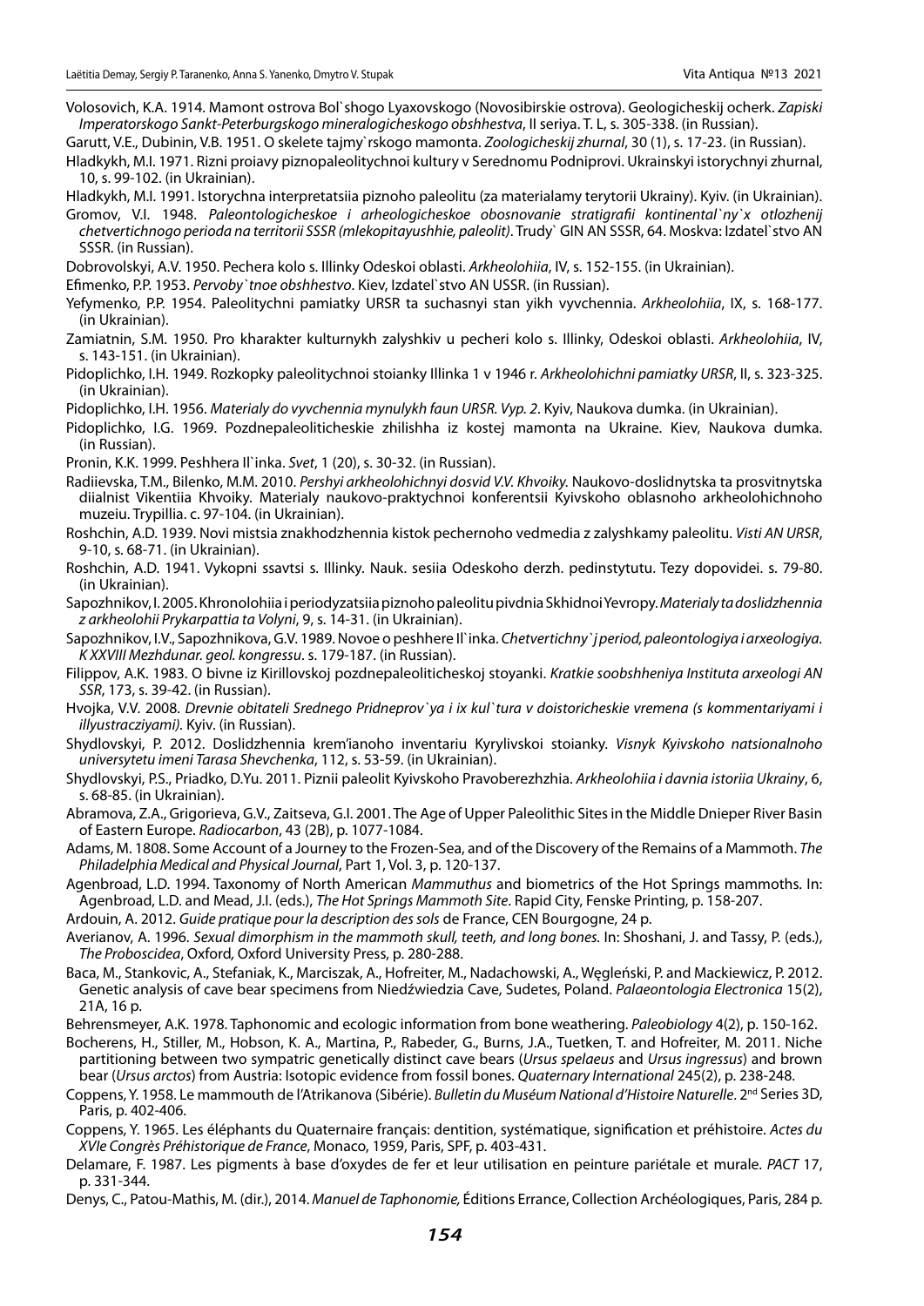Volosovich, K.A. 1914. Mamont ostrova Bol`shogo Lyaxovskogo (Novosibirskie ostrova). Geologicheskij ocherk. *Zapiski Imperatorskogo Sankt-Peterburgskogo mineralogicheskogo obshhestva*, II seriya. T. L, s. 305-338. (in Russian).

Garutt, V.E., Dubinin, V.B. 1951. O skelete tajmy`rskogo mamonta. *Zoologicheskij zhurnal*, 30 (1), s. 17-23. (in Russian).

Hladkykh, M.I. 1971. Rizni proiavy piznopaleolitychnoi kultury v Serednomu Podniprovi. Ukrainskyi istorychnyi zhurnal, 10, s. 99-102. (in Ukrainian).

Hladkykh, M.I. 1991. Istorychna interpretatsiia piznoho paleolitu (za materialamy terytorii Ukrainy). Kyiv. (in Ukrainian).

Gromov, V.I. 1948. *Paleontologicheskoe i arheologicheskoe obosnovanie stratigrafii kontinental`ny`x otlozhenij chetvertichnogo perioda na territorii SSSR (mlekopitayushhie, paleolit)*. Trudy` GIN AN SSSR, 64. Moskva: Izdatel`stvo AN SSSR. (in Russian).

Dobrovolskyi, A.V. 1950. Pechera kolo s. Illinky Odeskoi oblasti. *Arkheolohiia*, IV, s. 152-155. (in Ukrainian).

Efimenko, P.P. 1953. *Pervoby`tnoe obshhestvo*. Kiev, Izdatel`stvo AN USSR. (in Russian).

Yefymenko, P.P. 1954. Paleolitychni pamiatky URSR ta suchasnyi stan yikh vyvchennia. *Arkheolohiia*, IX, s. 168-177. (in Ukrainian).

Zamiatnin, S.M. 1950. Pro kharakter kulturnykh zalyshkiv u pecheri kolo s. Illinky, Odeskoi oblasti. *Arkheolohiia*, IV, s. 143-151. (in Ukrainian).

Pidoplichko, I.H. 1949. Rozkopky paleolitychnoi stoianky Illinka 1 v 1946 r. *Arkheolohichni pamiatky URSR*, II, s. 323-325. (in Ukrainian).

Pidoplichko, I.H. 1956. *Materialy do vyvchennia mynulykh faun URSR. Vyp. 2*. Kyiv, Naukova dumka. (in Ukrainian).

Pidoplichko, I.G. 1969. Pozdnepaleoliticheskie zhilishha iz kostej mamonta na Ukraine. Kiev, Naukova dumka. (in Russian).

Pronin, K.K. 1999. Peshhera Il`inka. *Svet*, 1 (20), s. 30-32. (in Russian).

Radiievska, T.M., Bilenko, M.M. 2010. *Pershyi arkheolohichnyi dosvid V.V. Khvoiky.* Naukovo-doslidnytska ta prosvitnytska diialnist Vikentiia Khvoiky. Materialy naukovo-praktychnoi konferentsii Kyivskoho oblasnoho arkheolohichnoho muzeiu. Trypillia. c. 97-104. (in Ukrainian).

Roshchin, A.D. 1939. Novi mistsia znakhodzhennia kistok pechernoho vedmedia z zalyshkamy paleolitu. *Visti AN URSR*, 9-10, s. 68-71. (in Ukrainian).

Roshchin, A.D. 1941. Vykopni ssavtsi s. Illinky. Nauk. sesiia Odeskoho derzh. pedinstytutu. Tezy dopovidei. s. 79-80. (in Ukrainian).

Sapozhnikov, I. 2005. Khronolohiia i periodyzatsiia piznoho paleolitu pivdnia Skhidnoi Yevropy. *Materialy ta doslidzhennia z arkheolohii Prykarpattia ta Volyni*, 9, s. 14-31. (in Ukrainian).

Sapozhnikov, I.V., Sapozhnikova, G.V. 1989. Novoe o peshhere Il`inka. *Chetvertichny`j period, paleontologiya i arxeologiya. K XXVIII Mezhdunar. geol. kongressu*. s. 179-187. (in Russian).

Filippov, A.K. 1983. O bivne iz Kirillovskoj pozdnepaleoliticheskoj stoyanki. *Kratkie soobshheniya Instituta arxeologi AN SSR*, 173, s. 39-42. (in Russian).

Hvojka, V.V. 2008. *Drevnie obitateli Srednego Pridneprov`ya i ix kul`tura v doistoricheskie vremena (s kommentariyami i illyustracziyami)*. Kyiv. (in Russian).

Shydlovskyi, P. 2012. Doslidzhennia krem'ianoho inventariu Kyrylivskoi stoianky. *Visnyk Kyivskoho natsionalnoho universytetu imeni Tarasa Shevchenka*, 112, s. 53-59. (in Ukrainian).

Shydlovskyi, P.S., Priadko, D.Yu. 2011. Piznii paleolit Kyivskoho Pravoberezhzhia. *Arkheolohiia i davnia istoriia Ukrainy*, 6, s. 68-85. (in Ukrainian).

Abramova, Z.A., Grigorieva, G.V., Zaitseva, G.I. 2001. The Age of Upper Paleolithic Sites in the Middle Dnieper River Basin of Eastern Europe. *Radiocarbon*, 43 (2B), p. 1077-1084.

Adams, M. 1808. Some Account of a Journey to the Frozen-Sea, and of the Discovery of the Remains of a Mammoth. *The Philadelphia Medical and Physical Journal*, Part 1, Vol. 3, p. 120-137.

Agenbroad, L.D. 1994. Taxonomy of North American *Mammuthus* and biometrics of the Hot Springs mammoths. In: Agenbroad, L.D. and Mead, J.I. (eds.), *The Hot Springs Mammoth Site*. Rapid City, Fenske Printing, p. 158-207.

Ardouin, A. 2012. *Guide pratique pour la description des sols* de France, CEN Bourgogne, 24 p.

Averianov, A. 1996. *Sexual dimorphism in the mammoth skull, teeth, and long bones.* In: Shoshani, J. and Tassy, P. (eds.), *The Proboscidea*, Oxford, Oxford University Press, p. 280-288.

Baca, M., Stankovic, A., Stefaniak, K., Marciszak, A., Hofreiter, M., Nadachowski, A., Węgleński, P. and Mackiewicz, P. 2012. Genetic analysis of cave bear specimens from Niedźwiedzia Cave, Sudetes, Poland. *Palaeontologia Electronica* 15(2), 21A, 16 p.

Behrensmeyer, A.K. 1978. Taphonomic and ecologic information from bone weathering. *Paleobiology* 4(2), p. 150-162.

Bocherens, H., Stiller, M., Hobson, K. A., Martina, P., Rabeder, G., Burns, J.A., Tuetken, T. and Hofreiter, M. 2011. Niche partitioning between two sympatric genetically distinct cave bears (*Ursus spelaeus* and *Ursus ingressus*) and brown bear (*Ursus arctos*) from Austria: Isotopic evidence from fossil bones. *Quaternary International* 245(2), p. 238-248.

Coppens, Y. 1958. Le mammouth de l'Atrikanova (Sibérie). *Bulletin du Muséum National d'Histoire Naturelle*. 2nd Series 3D, Paris, p. 402-406.

Coppens, Y. 1965. Les éléphants du Quaternaire français: dentition, systématique, signification et préhistoire. *Actes du XVIe Congrès Préhistorique de France*, Monaco, 1959, Paris, SPF, p. 403-431.

Delamare, F. 1987. Les pigments à base d'oxydes de fer et leur utilisation en peinture pariétale et murale. *PACT* 17, p. 331-344.

Denys, C., Patou-Mathis, M. (dir.), 2014. *Manuel de Taphonomie,* Éditions Errance, Collection Archéologiques, Paris, 284 p.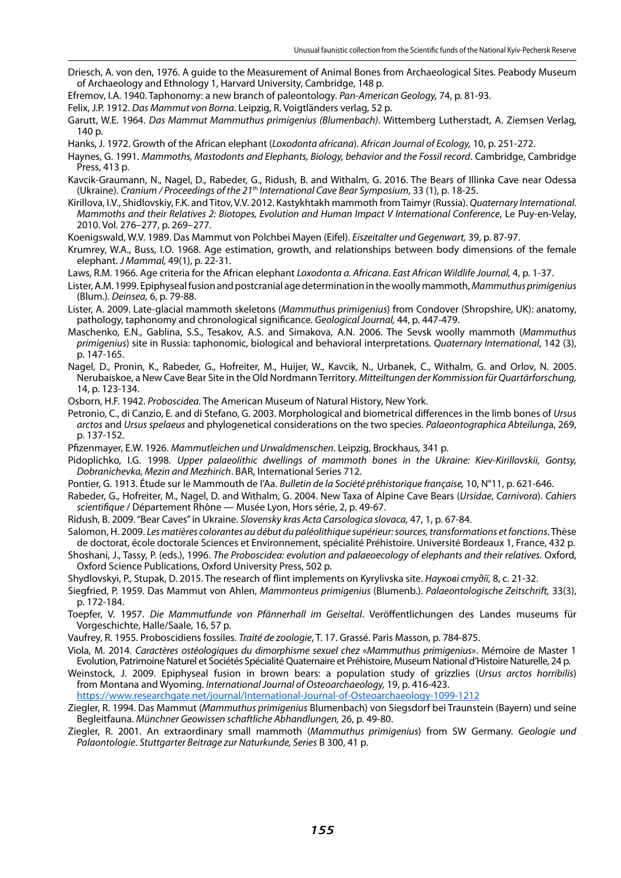Driesch, A. von den, 1976. A guide to the Measurement of Animal Bones from Archaeological Sites. Peabody Museum of Archaeology and Ethnology 1, Harvard University, Cambridge, 148 p.

Efremov, I.A. 1940. Taphonomy: a new branch of paleontology. *Pan-American Geology,* 74, p. 81-93.

Felix, J.P. 1912. *Das Mammut von Borna*. Leipzig, R. Voigtländers verlag, 52 p.

Garutt, W.E. 1964. *Das Mammut Mammuthus primigenius (Blumenbach)*. Wittemberg Lutherstadt, A. Ziemsen Verlag, 140 p.

Hanks, J. 1972. Growth of the African elephant (*Loxodonta africana*). *African Journal of Ecology,* 10, p. 251-272.

Haynes, G. 1991. *Mammoths, Mastodonts and Elephants, Biology, behavior and the Fossil record*. Cambridge, Cambridge Press, 413 p.

Kavcik-Graumann, N., Nagel, D., Rabeder, G., Ridush, B. and Withalm, G. 2016. The Bears of Illinka Cave near Odessa (Ukraine). *Cranium / Proceedings of the 21th International Cave Bear Symposium*, 33 (1), p. 18-25.

Kirillova, I.V., Shidlovskiy, F.K. and Titov, V.V. 2012. Kastykhtakh mammoth from Taimyr (Russia). *Quaternary International. Mammoths and their Relatives 2: Biotopes, Evolution and Human Impact V International Conference,* Le Puy-en-Velay, 2010. Vol. 276–277, p. 269–277.

Koenigswald, W.V. 1989. Das Mammut von Polchbei Mayen (Eifel). *Eiszeitalter und Gegenwart,* 39, p. 87-97.

Krumrey, W.A., Buss, I.O. 1968. Age estimation, growth, and relationships between body dimensions of the female elephant. *J Mammal,* 49(1), p. 22-31.

Laws, R.M. 1966. Age criteria for the African elephant *Loxodonta a. Africana*. *East African Wildlife Journal,* 4, p. 1-37.

Lister, A.M. 1999. Epiphyseal fusion and postcranial age determination in the woolly mammoth, *Mammuthus primigenius* (Blum.). *Deinsea,* 6, p. 79-88.

Lister, A. 2009. Late-glacial mammoth skeletons (*Mammuthus primigenius*) from Condover (Shropshire, UK): anatomy, pathology, taphonomy and chronological significance. *Geological Journal,* 44, p. 447-479.

Maschenko, E.N., Gablina, S.S., Tesakov, A.S. and Simakova, A.N. 2006. The Sevsk woolly mammoth (*Mammuthus primigenius*) site in Russia: taphonomic, biological and behavioral interpretations. *Quaternary International*, 142 (3), p. 147-165.

Nagel, D., Pronin, K., Rabeder, G., Hofreiter, M., Huijer, W., Kavcik, N., Urbanek, C., Withalm, G. and Orlov, N. 2005. Nerubaiskoe, a New Cave Bear Site in the Old Nordmann Territory. *Mitteiltungen der Kommission für Quartärforschung,* 14, p. 123-134.

Osborn, H.F. 1942. *Proboscidea*. The American Museum of Natural History, New York.

Petronio, C., di Canzio, E. and di Stefano, G. 2003. Morphological and biometrical differences in the limb bones of *Ursus arctos* and *Ursus spelaeus* and phylogenetical considerations on the two species. *Palaeontographica Abteilung*a, 269, p. 137-152.

Pfizenmayer, E.W. 1926. *Mammutleichen und Urwaldmenschen*. Leipzig, Brockhaus, 341 p.

Pidoplichko, I.G. 1998. *Upper palaeolithic dwellings of mammoth bones in the Ukraine: Kiev-Kirillovskii, Gontsy, Dobranichevka, Mezin and Mezhirich*. BAR, International Series 712.

Pontier, G. 1913. Étude sur le Mammouth de l'Aa. *Bulletin de la Société préhistorique française,* 10, N°11, p. 621-646.

Rabeder, G., Hofreiter, M., Nagel, D. and Withalm, G. 2004. New Taxa of Alpine Cave Bears (*Ursidae*, *Carnivora*). *Cahiers scientifique* / Département Rhône — Musée Lyon, Hors série, 2, p. 49-67.

Ridush, B. 2009. "Bear Caves" in Ukraine. *Slovensky kras Acta Carsologica slovaca,* 47, 1, p. 67-84.

Salomon, H. 2009. *Les matières colorantes au début du paléolithique supérieur: sources, transformations et fonctions*. Thèse de doctorat, école doctorale Sciences et Environnement, spécialité Préhistoire. Université Bordeaux 1, France, 432 p.

Shoshani, J., Tassy, P. (eds.), 1996. *The Proboscidea: evolution and palaeoecology of elephants and their relatives.* Oxford, Oxford Science Publications, Oxford University Press, 502 p.

Shydlovskyi, P., Stupak, D. 2015. The research of flint implements on Kyrylivska site. *Наукові студії,* 8, c. 21-32.

Siegfried, P. 1959. Das Mammut von Ahlen, *Mammonteus primigenius* (Blumenb.). *Palaeontologische Zeitschrift,* 33(3), p. 172-184.

Toepfer, V. 1957. *Die Mammutfunde von Pfännerhall im Geiseltal*. Veröffentlichungen des Landes museums für Vorgeschichte, Halle/Saale, 16, 57 p.

Vaufrey, R. 1955. Proboscidiens fossiles. *Traité de zoologie*, T. 17. Grassé. Paris Masson, p. 784-875.

Viola, M. 2014. *Caractères ostéologiques du dimorphisme sexuel chez «Mammuthus primigenius»*. Mémoire de Master 1 Evolution, Patrimoine Naturel et Sociétés Spécialité Quaternaire et Préhistoire, Museum National d'Histoire Naturelle, 24 p.

Weinstock, J. 2009. Epiphyseal fusion in brown bears: a population study of grizzlies (*Ursus arctos horribilis*) from Montana and Wyoming. *International Journal of Osteoarchaeology,* 19, p. 416-423. https://www.researchgate.net/journal/International-Journal-of-Osteoarchaeology-1099-1212

Ziegler, R. 1994. Das Mammut (*Mammuthus primigenius* Blumenbach) von Siegsdorf bei Traunstein (Bayern) und seine Begleitfauna. *Münchner Geowissen schaftliche Abhandlungen,* 26, p. 49-80.

Ziegler, R. 2001. An extraordinary small mammoth (*Mammuthus primigenius*) from SW Germany. *Geologie und Palaontologie*. *Stuttgarter Beitrage zur Naturkunde, Series* B 300, 41 p.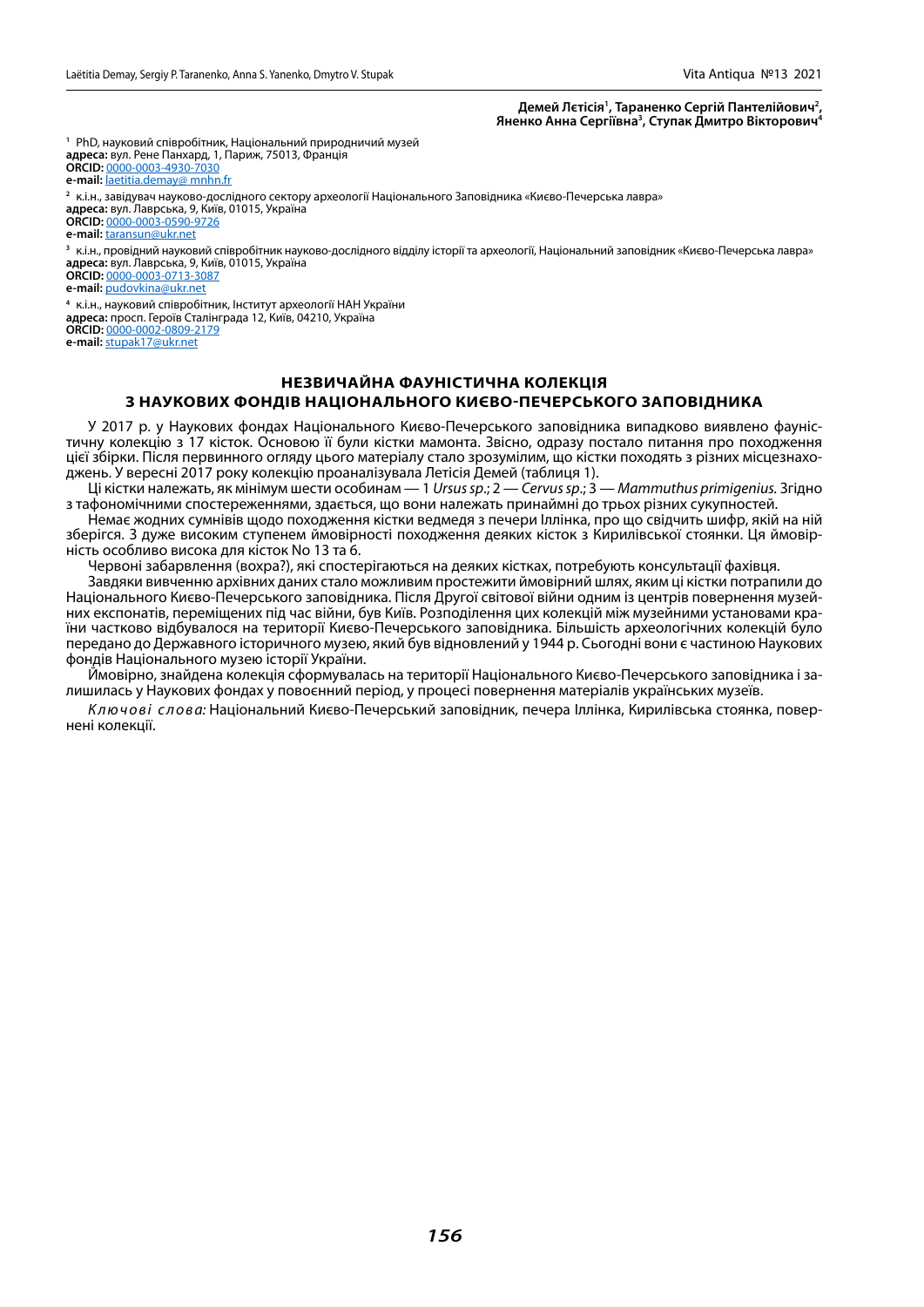**Демей Летісія[1], Тараненко Сергій Пантелійович[2], Яненко Анна Сергіївна[3], Ступак Дмитро Вікторович[4]**

[1] PhD, науковий співробітник, Національний природничий музей
**адреса:** вул. Рене Панхард, 1, Париж, 75013, Франція
**ORCID:** 0000-0003-4930-7030
**e-mail:** laetitia.demay@ mnhn.fr

[2] к.і.н., завідувач науково-дослідного сектору археології Національного Заповідника «Києво-Печерська лавра»
**адреса:** вул. Лаврська, 9, Київ, 01015, Україна
**ORCID:** 0000-0003-0590-9726
**e-mail:** taransun@ukr.net

[3] к.і.н., провідний науковий співробітник науково-дослідного відділу історії та археології, Національний заповідник «Києво-Печерська лавра»
**адреса:** вул. Лаврська, 9, Київ, 01015, Україна
**ORCID:** 0000-0003-0713-3087
**e-mail:** pudovkina@ukr.net

[4] к.і.н., науковий співробітник, Інститут археології НАН України
**адреса:** просп. Героїв Сталінграда 12, Київ, 04210, Україна
**ORCID:** 0000-0002-0809-2179
**e-mail:** stupak17@ukr.net

# НЕЗВИЧАЙНА ФАУНІСТИЧНА КОЛЕКЦІЯ З НАУКОВИХ ФОНДІВ НАЦІОНАЛЬНОГО КИЄВО-ПЕЧЕРСЬКОГО ЗАПОВІДНИКА

У 2017 р. у Наукових фондах Національного Києво-Печерського заповідника випадково виявлено фауністичну колекцію з 17 кісток. Основою її були кістки мамонта. Звісно, одразу постало питання про походження цієї збірки. Після первинного огляду цього матеріалу стало зрозумілим, що кістки походять з різних місцезнаходжень. У вересні 2017 року колекцію проаналізувала Летісія Демей (таблиця 1).

Ці кістки належать, як мінімум шести особинам — 1 *Ursus sp.*; 2 — *Cervus sp.*; 3 — *Mammuthus primigenius.* Згідно з тафономічними спостереженнями, здається, що вони належать принаймні до трьох різних сукупностей.

Немає жодних сумнівів щодо походження кістки ведмедя з печери Іллінка, про що свідчить шифр, якій на ній зберігся. З дуже високим ступенем ймовірності походження деяких кісток з Кирилівської стоянки. Ця ймовірність особливо висока для кісток No 13 та 6.

Червоні забарвлення (вохра?), які спостерігаються на деяких кістках, потребують консультації фахівця.

Завдяки вивченню архівних даних стало можливим простежити ймовірний шлях, яким ці кістки потрапили до Національного Києво-Печерського заповідника. Після Другої світової війни одним із центрів повернення музейних експонатів, переміщених під час війни, був Київ. Розподілення цих колекцій між музейними установами країни частково відбувалося на території Києво-Печерського заповідника. Більшість археологічних колекцій було передано до Державного історичного музею, який був відновлений у 1944 р. Сьогодні вони є частиною Наукових фондів Національного музею історії України.

Ймовірно, знайдена колекція сформувалась на території Національного Києво-Печерського заповідника і залишилась у Наукових фондах у повоєнний період, у процесі повернення матеріалів українських музеїв.

*Ключові слова:* Національний Києво-Печерський заповідник, печера Іллінка, Кирилівська стоянка, повернені колекції.